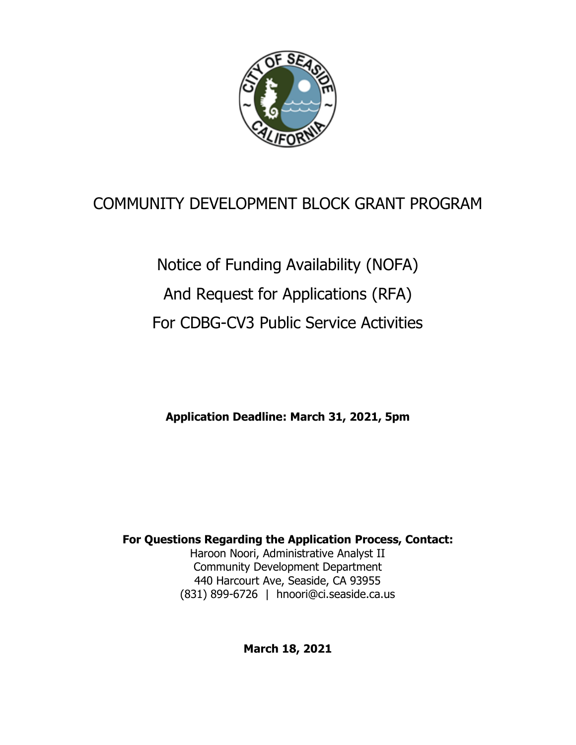# COMMUNITY DEVELOPMENT BLOCK GRANT PROGRAM

## Notice of Funding Availability (NOFA)
## And Request for Applications (RFA)
## For CDBG-CV3 Public Service Activities

**Application Deadline: March 31, 2021, 5pm**

**For Questions Regarding the Application Process, Contact:**
Haroon Noori, Administrative Analyst II
Community Development Department
440 Harcourt Ave, Seaside, CA 93955
(831) 899-6726 | hnoori@ci.seaside.ca.us

**March 18, 2021**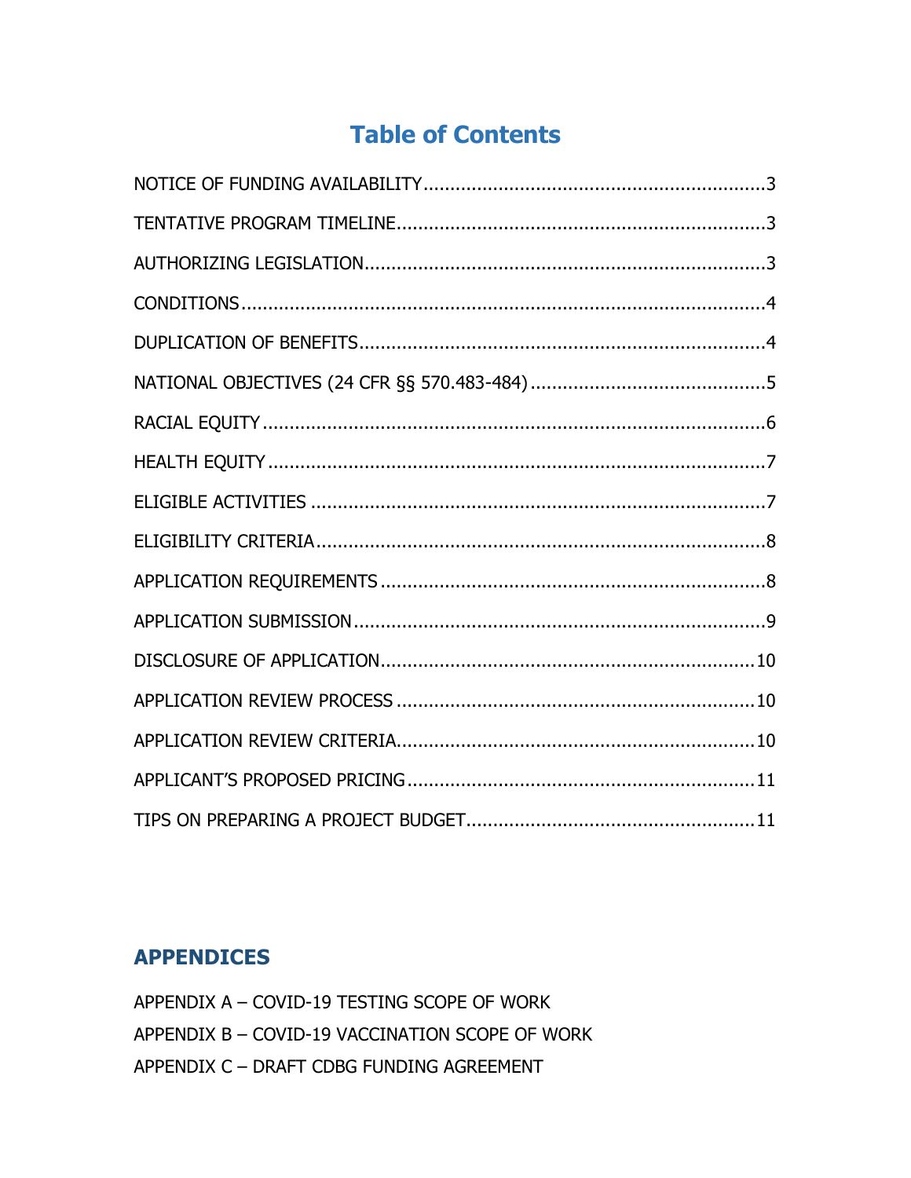# Table of Contents

| | |
|---|---|
| NOTICE OF FUNDING AVAILABILITY | 3 |
| TENTATIVE PROGRAM TIMELINE | 3 |
| AUTHORIZING LEGISLATION | 3 |
| CONDITIONS | 4 |
| DUPLICATION OF BENEFITS | 4 |
| NATIONAL OBJECTIVES (24 CFR §§ 570.483-484) | 5 |
| RACIAL EQUITY | 6 |
| HEALTH EQUITY | 7 |
| ELIGIBLE ACTIVITIES | 7 |
| ELIGIBILITY CRITERIA | 8 |
| APPLICATION REQUIREMENTS | 8 |
| APPLICATION SUBMISSION | 9 |
| DISCLOSURE OF APPLICATION | 10 |
| APPLICATION REVIEW PROCESS | 10 |
| APPLICATION REVIEW CRITERIA | 10 |
| APPLICANT'S PROPOSED PRICING | 11 |
| TIPS ON PREPARING A PROJECT BUDGET | 11 |

## APPENDICES

APPENDIX A – COVID-19 TESTING SCOPE OF WORK

APPENDIX B – COVID-19 VACCINATION SCOPE OF WORK

APPENDIX C – DRAFT CDBG FUNDING AGREEMENT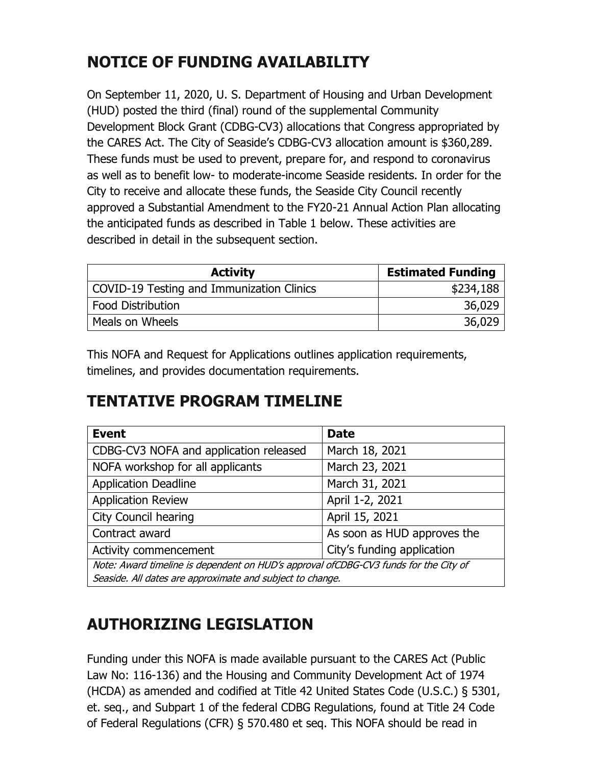## NOTICE OF FUNDING AVAILABILITY

On September 11, 2020, U. S. Department of Housing and Urban Development (HUD) posted the third (final) round of the supplemental Community Development Block Grant (CDBG-CV3) allocations that Congress appropriated by the CARES Act. The City of Seaside's CDBG-CV3 allocation amount is $360,289. These funds must be used to prevent, prepare for, and respond to coronavirus as well as to benefit low- to moderate-income Seaside residents. In order for the City to receive and allocate these funds, the Seaside City Council recently approved a Substantial Amendment to the FY20-21 Annual Action Plan allocating the anticipated funds as described in Table 1 below. These activities are described in detail in the subsequent section.

| Activity | Estimated Funding |
|---|---:|
| COVID-19 Testing and Immunization Clinics | $234,188 |
| Food Distribution | 36,029 |
| Meals on Wheels | 36,029 |

This NOFA and Request for Applications outlines application requirements, timelines, and provides documentation requirements.

## TENTATIVE PROGRAM TIMELINE

| Event | Date |
|---|---|
| CDBG-CV3 NOFA and application released | March 18, 2021 |
| NOFA workshop for all applicants | March 23, 2021 |
| Application Deadline | March 31, 2021 |
| Application Review | April 1-2, 2021 |
| City Council hearing | April 15, 2021 |
| Contract award | As soon as HUD approves the City's funding application |
| Activity commencement | |
| *Note: Award timeline is dependent on HUD's approval ofCDBG-CV3 funds for the City of Seaside. All dates are approximate and subject to change.* | |

## AUTHORIZING LEGISLATION

Funding under this NOFA is made available pursuant to the CARES Act (Public Law No: 116-136) and the Housing and Community Development Act of 1974 (HCDA) as amended and codified at Title 42 United States Code (U.S.C.) § 5301, et. seq., and Subpart 1 of the federal CDBG Regulations, found at Title 24 Code of Federal Regulations (CFR) § 570.480 et seq. This NOFA should be read in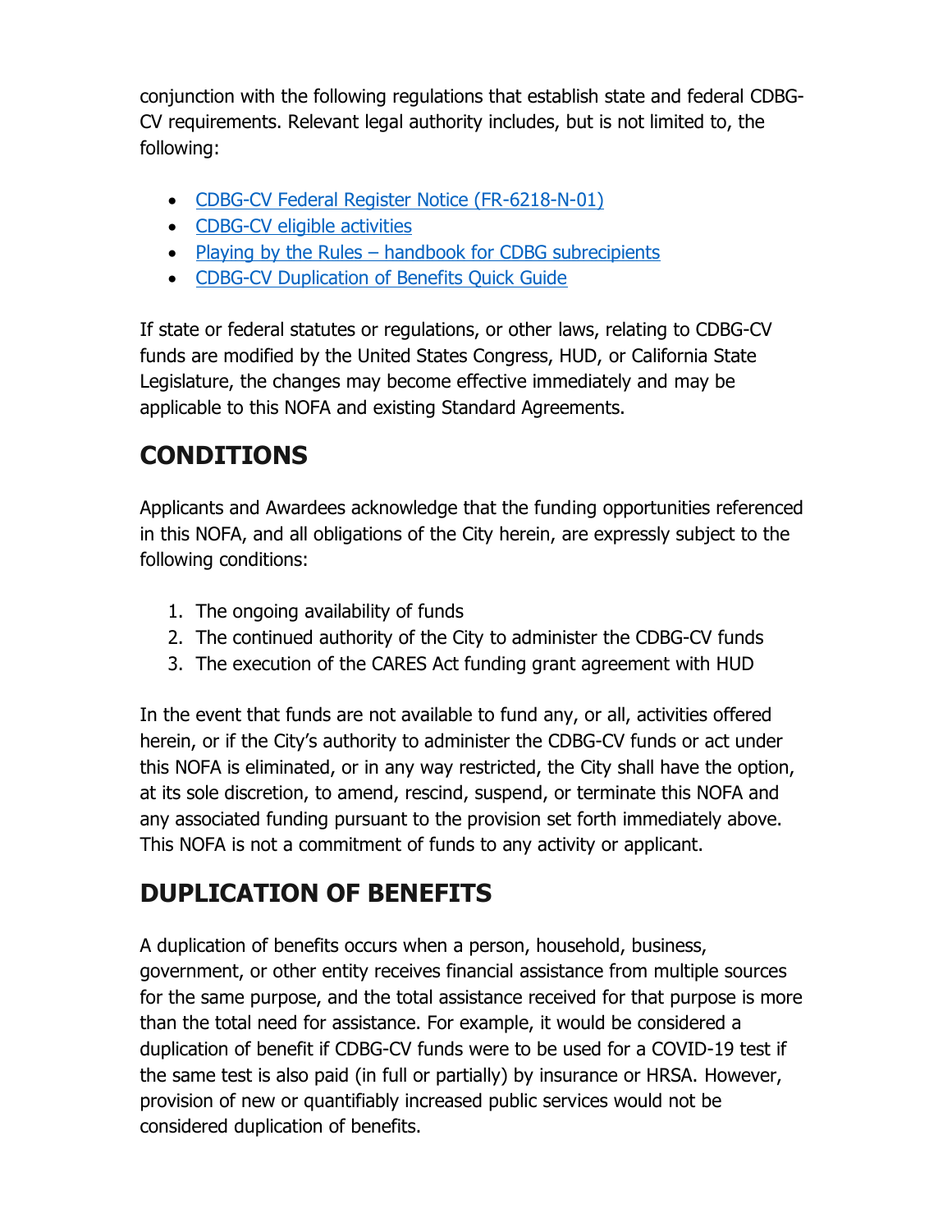conjunction with the following regulations that establish state and federal CDBG-CV requirements. Relevant legal authority includes, but is not limited to, the following:

- CDBG-CV Federal Register Notice (FR-6218-N-01)
- CDBG-CV eligible activities
- Playing by the Rules – handbook for CDBG subrecipients
- CDBG-CV Duplication of Benefits Quick Guide

If state or federal statutes or regulations, or other laws, relating to CDBG-CV funds are modified by the United States Congress, HUD, or California State Legislature, the changes may become effective immediately and may be applicable to this NOFA and existing Standard Agreements.

## CONDITIONS

Applicants and Awardees acknowledge that the funding opportunities referenced in this NOFA, and all obligations of the City herein, are expressly subject to the following conditions:

1. The ongoing availability of funds
2. The continued authority of the City to administer the CDBG-CV funds
3. The execution of the CARES Act funding grant agreement with HUD

In the event that funds are not available to fund any, or all, activities offered herein, or if the City's authority to administer the CDBG-CV funds or act under this NOFA is eliminated, or in any way restricted, the City shall have the option, at its sole discretion, to amend, rescind, suspend, or terminate this NOFA and any associated funding pursuant to the provision set forth immediately above. This NOFA is not a commitment of funds to any activity or applicant.

## DUPLICATION OF BENEFITS

A duplication of benefits occurs when a person, household, business, government, or other entity receives financial assistance from multiple sources for the same purpose, and the total assistance received for that purpose is more than the total need for assistance. For example, it would be considered a duplication of benefit if CDBG-CV funds were to be used for a COVID-19 test if the same test is also paid (in full or partially) by insurance or HRSA. However, provision of new or quantifiably increased public services would not be considered duplication of benefits.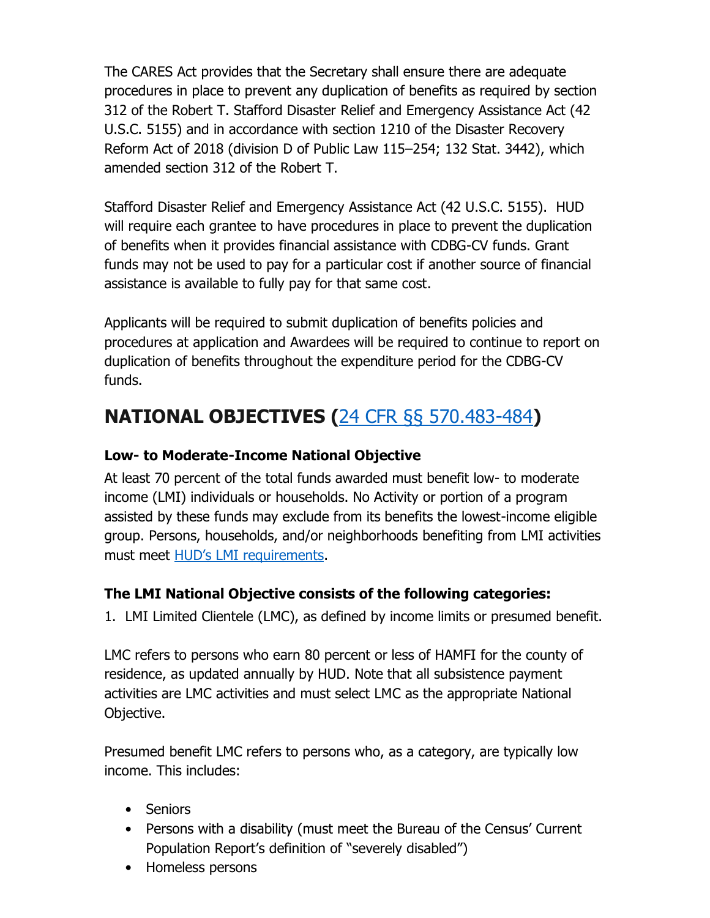The CARES Act provides that the Secretary shall ensure there are adequate procedures in place to prevent any duplication of benefits as required by section 312 of the Robert T. Stafford Disaster Relief and Emergency Assistance Act (42 U.S.C. 5155) and in accordance with section 1210 of the Disaster Recovery Reform Act of 2018 (division D of Public Law 115–254; 132 Stat. 3442), which amended section 312 of the Robert T.

Stafford Disaster Relief and Emergency Assistance Act (42 U.S.C. 5155). HUD will require each grantee to have procedures in place to prevent the duplication of benefits when it provides financial assistance with CDBG-CV funds. Grant funds may not be used to pay for a particular cost if another source of financial assistance is available to fully pay for that same cost.

Applicants will be required to submit duplication of benefits policies and procedures at application and Awardees will be required to continue to report on duplication of benefits throughout the expenditure period for the CDBG-CV funds.

## NATIONAL OBJECTIVES (24 CFR §§ 570.483-484)

**Low- to Moderate-Income National Objective**

At least 70 percent of the total funds awarded must benefit low- to moderate income (LMI) individuals or households. No Activity or portion of a program assisted by these funds may exclude from its benefits the lowest-income eligible group. Persons, households, and/or neighborhoods benefiting from LMI activities must meet HUD's LMI requirements.

**The LMI National Objective consists of the following categories:**

1. LMI Limited Clientele (LMC), as defined by income limits or presumed benefit.

LMC refers to persons who earn 80 percent or less of HAMFI for the county of residence, as updated annually by HUD. Note that all subsistence payment activities are LMC activities and must select LMC as the appropriate National Objective.

Presumed benefit LMC refers to persons who, as a category, are typically low income. This includes:

- Seniors
- Persons with a disability (must meet the Bureau of the Census' Current Population Report's definition of "severely disabled")
- Homeless persons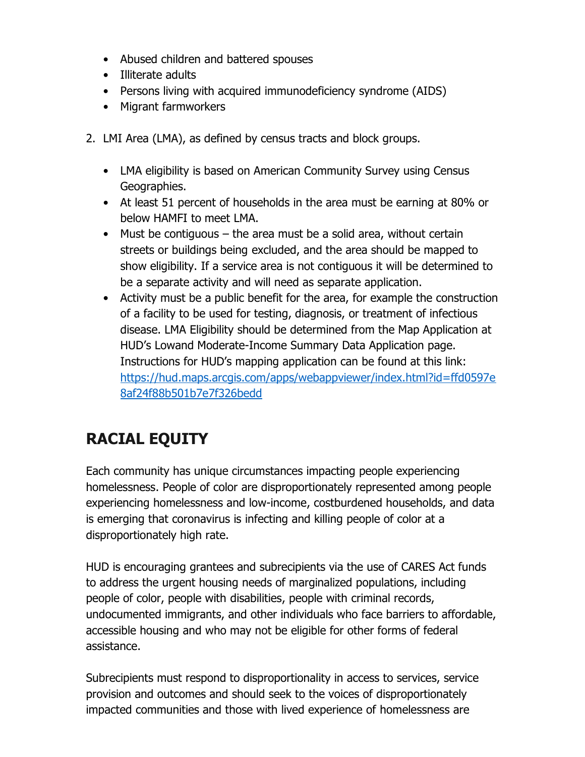- Abused children and battered spouses
- Illiterate adults
- Persons living with acquired immunodeficiency syndrome (AIDS)
- Migrant farmworkers

2. LMI Area (LMA), as defined by census tracts and block groups.

   - LMA eligibility is based on American Community Survey using Census Geographies.
   - At least 51 percent of households in the area must be earning at 80% or below HAMFI to meet LMA.
   - Must be contiguous – the area must be a solid area, without certain streets or buildings being excluded, and the area should be mapped to show eligibility. If a service area is not contiguous it will be determined to be a separate activity and will need as separate application.
   - Activity must be a public benefit for the area, for example the construction of a facility to be used for testing, diagnosis, or treatment of infectious disease. LMA Eligibility should be determined from the Map Application at HUD's Lowand Moderate-Income Summary Data Application page. Instructions for HUD's mapping application can be found at this link: [https://hud.maps.arcgis.com/apps/webappviewer/index.html?id=ffd0597e8af24f88b501b7e7f326bedd](https://hud.maps.arcgis.com/apps/webappviewer/index.html?id=ffd0597e8af24f88b501b7e7f326bedd)

## RACIAL EQUITY

Each community has unique circumstances impacting people experiencing homelessness. People of color are disproportionately represented among people experiencing homelessness and low-income, costburdened households, and data is emerging that coronavirus is infecting and killing people of color at a disproportionately high rate.

HUD is encouraging grantees and subrecipients via the use of CARES Act funds to address the urgent housing needs of marginalized populations, including people of color, people with disabilities, people with criminal records, undocumented immigrants, and other individuals who face barriers to affordable, accessible housing and who may not be eligible for other forms of federal assistance.

Subrecipients must respond to disproportionality in access to services, service provision and outcomes and should seek to the voices of disproportionately impacted communities and those with lived experience of homelessness are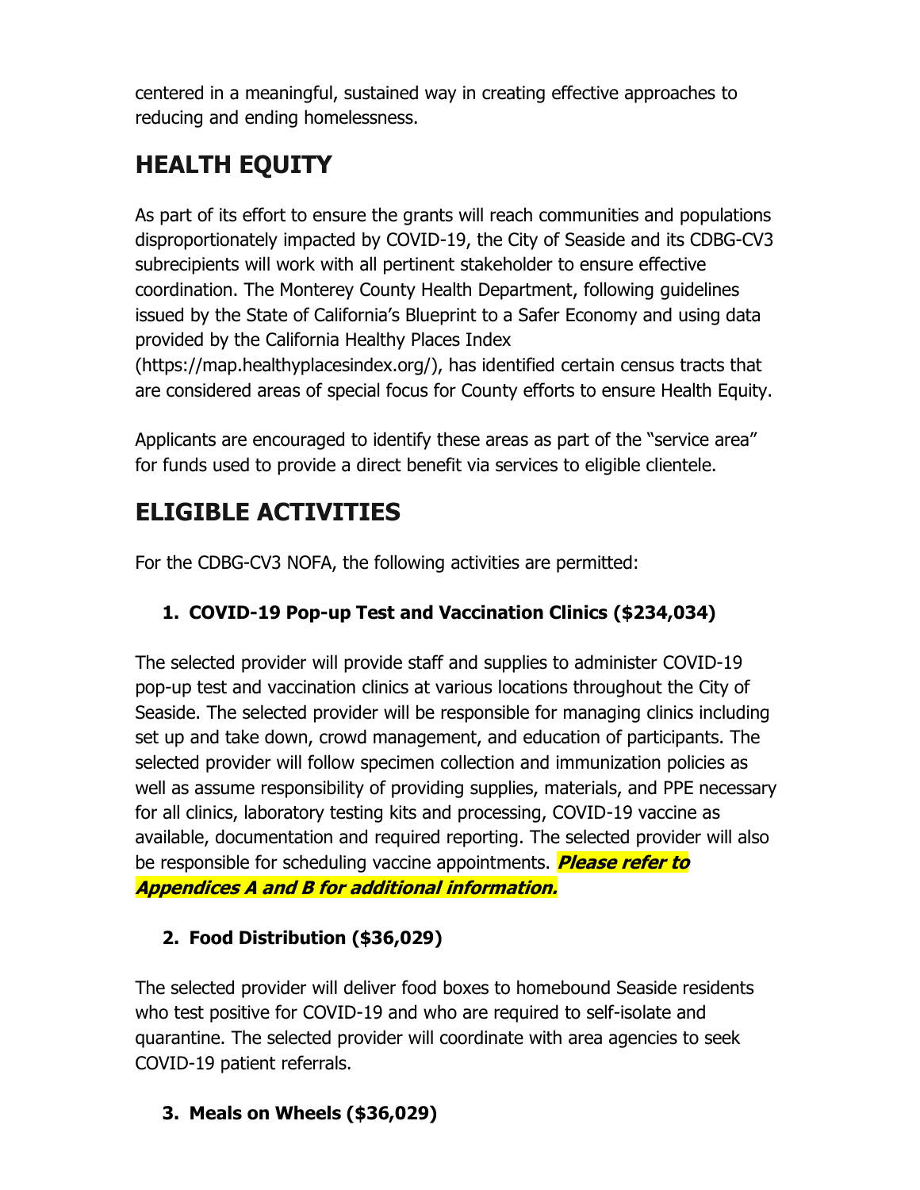centered in a meaningful, sustained way in creating effective approaches to reducing and ending homelessness.

## HEALTH EQUITY

As part of its effort to ensure the grants will reach communities and populations disproportionately impacted by COVID-19, the City of Seaside and its CDBG-CV3 subrecipients will work with all pertinent stakeholder to ensure effective coordination. The Monterey County Health Department, following guidelines issued by the State of California's Blueprint to a Safer Economy and using data provided by the California Healthy Places Index (https://map.healthyplacesindex.org/), has identified certain census tracts that are considered areas of special focus for County efforts to ensure Health Equity.

Applicants are encouraged to identify these areas as part of the "service area" for funds used to provide a direct benefit via services to eligible clientele.

## ELIGIBLE ACTIVITIES

For the CDBG-CV3 NOFA, the following activities are permitted:

### 1. COVID-19 Pop-up Test and Vaccination Clinics ($234,034)

The selected provider will provide staff and supplies to administer COVID-19 pop-up test and vaccination clinics at various locations throughout the City of Seaside. The selected provider will be responsible for managing clinics including set up and take down, crowd management, and education of participants. The selected provider will follow specimen collection and immunization policies as well as assume responsibility of providing supplies, materials, and PPE necessary for all clinics, laboratory testing kits and processing, COVID-19 vaccine as available, documentation and required reporting. The selected provider will also be responsible for scheduling vaccine appointments. ***Please refer to Appendices A and B for additional information.***

### 2. Food Distribution ($36,029)

The selected provider will deliver food boxes to homebound Seaside residents who test positive for COVID-19 and who are required to self-isolate and quarantine. The selected provider will coordinate with area agencies to seek COVID-19 patient referrals.

### 3. Meals on Wheels ($36,029)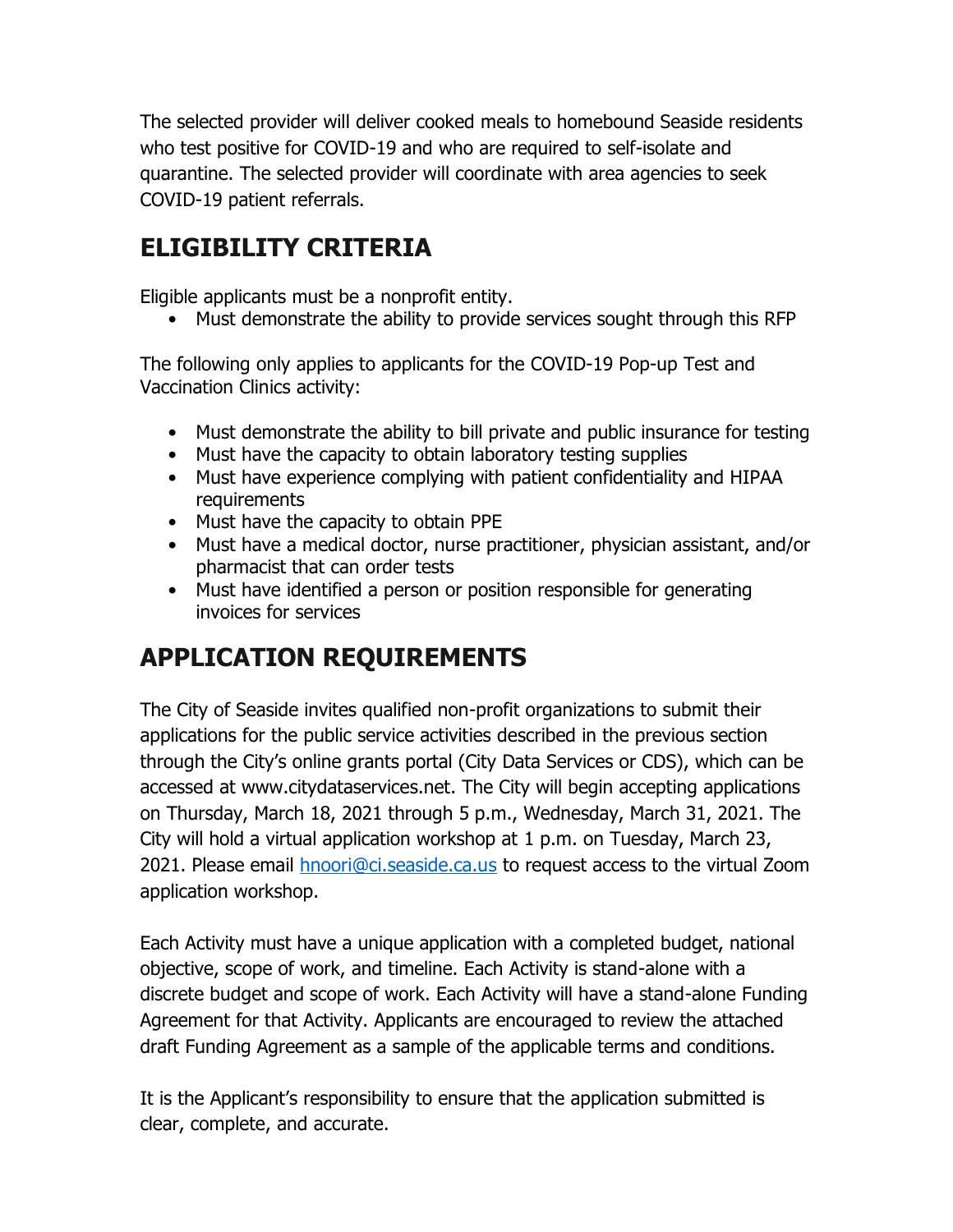The selected provider will deliver cooked meals to homebound Seaside residents who test positive for COVID-19 and who are required to self-isolate and quarantine. The selected provider will coordinate with area agencies to seek COVID-19 patient referrals.

## ELIGIBILITY CRITERIA

Eligible applicants must be a nonprofit entity.

- Must demonstrate the ability to provide services sought through this RFP

The following only applies to applicants for the COVID-19 Pop-up Test and Vaccination Clinics activity:

- Must demonstrate the ability to bill private and public insurance for testing
- Must have the capacity to obtain laboratory testing supplies
- Must have experience complying with patient confidentiality and HIPAA requirements
- Must have the capacity to obtain PPE
- Must have a medical doctor, nurse practitioner, physician assistant, and/or pharmacist that can order tests
- Must have identified a person or position responsible for generating invoices for services

## APPLICATION REQUIREMENTS

The City of Seaside invites qualified non-profit organizations to submit their applications for the public service activities described in the previous section through the City's online grants portal (City Data Services or CDS), which can be accessed at www.citydataservices.net. The City will begin accepting applications on Thursday, March 18, 2021 through 5 p.m., Wednesday, March 31, 2021. The City will hold a virtual application workshop at 1 p.m. on Tuesday, March 23, 2021. Please email hnoori@ci.seaside.ca.us to request access to the virtual Zoom application workshop.

Each Activity must have a unique application with a completed budget, national objective, scope of work, and timeline. Each Activity is stand-alone with a discrete budget and scope of work. Each Activity will have a stand-alone Funding Agreement for that Activity. Applicants are encouraged to review the attached draft Funding Agreement as a sample of the applicable terms and conditions.

It is the Applicant's responsibility to ensure that the application submitted is clear, complete, and accurate.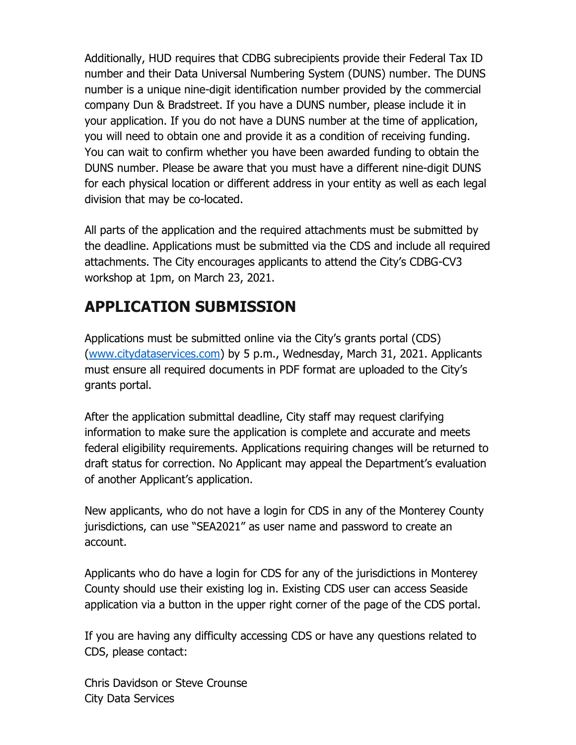Additionally, HUD requires that CDBG subrecipients provide their Federal Tax ID number and their Data Universal Numbering System (DUNS) number. The DUNS number is a unique nine-digit identification number provided by the commercial company Dun & Bradstreet. If you have a DUNS number, please include it in your application. If you do not have a DUNS number at the time of application, you will need to obtain one and provide it as a condition of receiving funding. You can wait to confirm whether you have been awarded funding to obtain the DUNS number. Please be aware that you must have a different nine-digit DUNS for each physical location or different address in your entity as well as each legal division that may be co-located.

All parts of the application and the required attachments must be submitted by the deadline. Applications must be submitted via the CDS and include all required attachments. The City encourages applicants to attend the City's CDBG-CV3 workshop at 1pm, on March 23, 2021.

## APPLICATION SUBMISSION

Applications must be submitted online via the City's grants portal (CDS) ([www.citydataservices.com](http://www.citydataservices.com)) by 5 p.m., Wednesday, March 31, 2021. Applicants must ensure all required documents in PDF format are uploaded to the City's grants portal.

After the application submittal deadline, City staff may request clarifying information to make sure the application is complete and accurate and meets federal eligibility requirements. Applications requiring changes will be returned to draft status for correction. No Applicant may appeal the Department's evaluation of another Applicant's application.

New applicants, who do not have a login for CDS in any of the Monterey County jurisdictions, can use "SEA2021" as user name and password to create an account.

Applicants who do have a login for CDS for any of the jurisdictions in Monterey County should use their existing log in. Existing CDS user can access Seaside application via a button in the upper right corner of the page of the CDS portal.

If you are having any difficulty accessing CDS or have any questions related to CDS, please contact:

Chris Davidson or Steve Crounse
City Data Services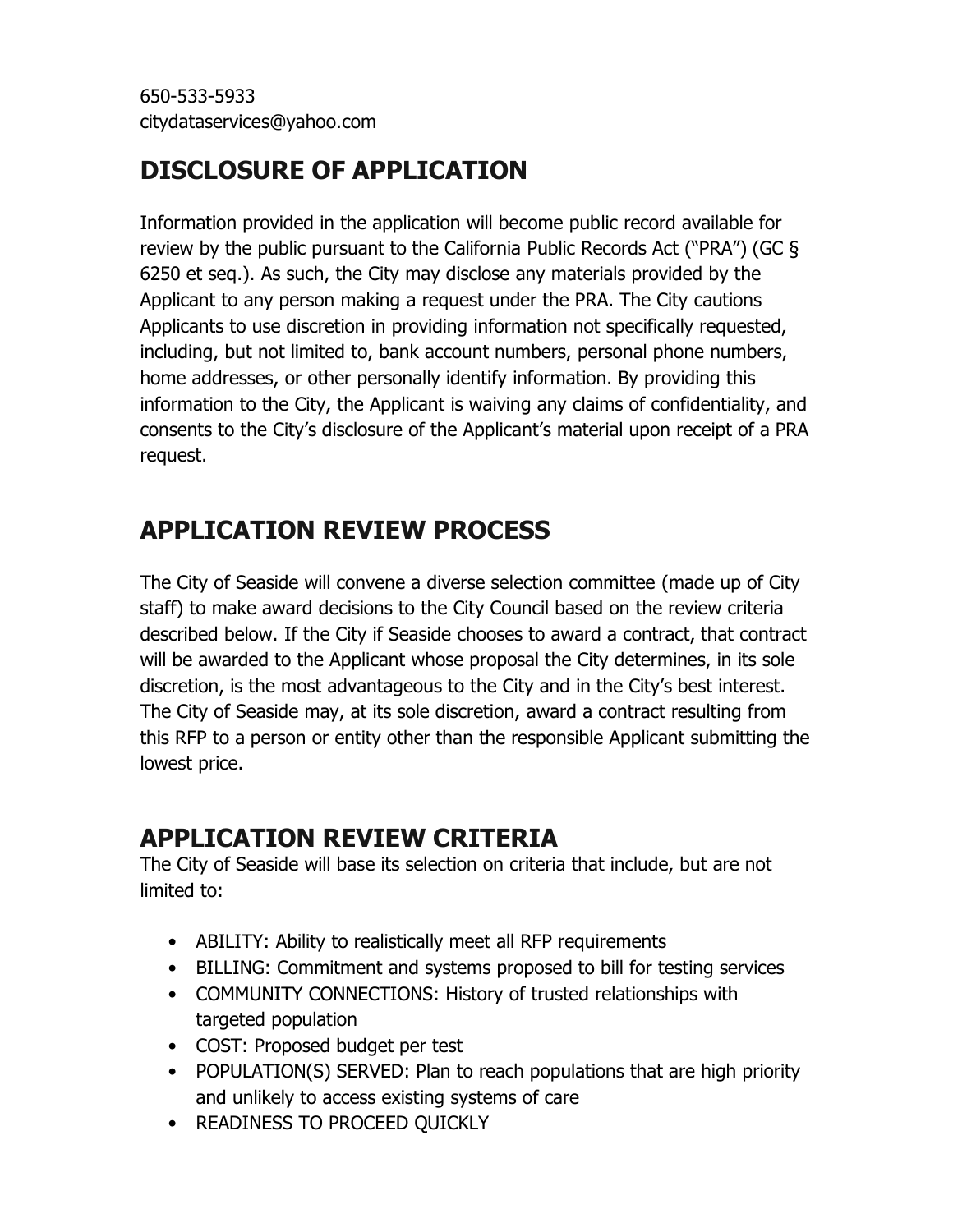650-533-5933
citydataservices@yahoo.com

## DISCLOSURE OF APPLICATION

Information provided in the application will become public record available for review by the public pursuant to the California Public Records Act ("PRA") (GC § 6250 et seq.). As such, the City may disclose any materials provided by the Applicant to any person making a request under the PRA. The City cautions Applicants to use discretion in providing information not specifically requested, including, but not limited to, bank account numbers, personal phone numbers, home addresses, or other personally identify information. By providing this information to the City, the Applicant is waiving any claims of confidentiality, and consents to the City's disclosure of the Applicant's material upon receipt of a PRA request.

## APPLICATION REVIEW PROCESS

The City of Seaside will convene a diverse selection committee (made up of City staff) to make award decisions to the City Council based on the review criteria described below. If the City if Seaside chooses to award a contract, that contract will be awarded to the Applicant whose proposal the City determines, in its sole discretion, is the most advantageous to the City and in the City's best interest. The City of Seaside may, at its sole discretion, award a contract resulting from this RFP to a person or entity other than the responsible Applicant submitting the lowest price.

## APPLICATION REVIEW CRITERIA

The City of Seaside will base its selection on criteria that include, but are not limited to:

- ABILITY: Ability to realistically meet all RFP requirements
- BILLING: Commitment and systems proposed to bill for testing services
- COMMUNITY CONNECTIONS: History of trusted relationships with targeted population
- COST: Proposed budget per test
- POPULATION(S) SERVED: Plan to reach populations that are high priority and unlikely to access existing systems of care
- READINESS TO PROCEED QUICKLY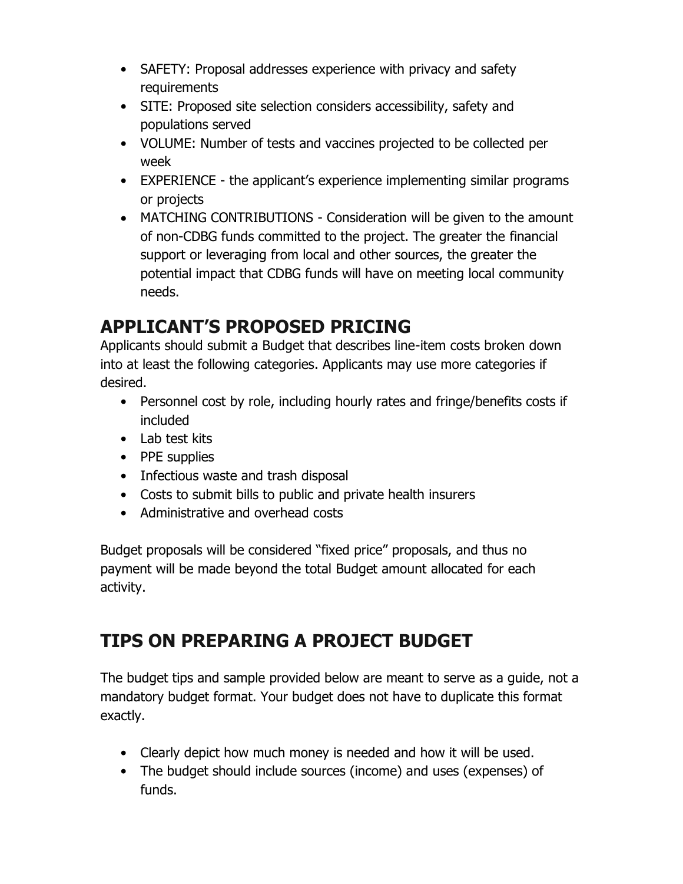- SAFETY: Proposal addresses experience with privacy and safety requirements
- SITE: Proposed site selection considers accessibility, safety and populations served
- VOLUME: Number of tests and vaccines projected to be collected per week
- EXPERIENCE - the applicant's experience implementing similar programs or projects
- MATCHING CONTRIBUTIONS - Consideration will be given to the amount of non-CDBG funds committed to the project. The greater the financial support or leveraging from local and other sources, the greater the potential impact that CDBG funds will have on meeting local community needs.

## APPLICANT'S PROPOSED PRICING

Applicants should submit a Budget that describes line-item costs broken down into at least the following categories. Applicants may use more categories if desired.

- Personnel cost by role, including hourly rates and fringe/benefits costs if included
- Lab test kits
- PPE supplies
- Infectious waste and trash disposal
- Costs to submit bills to public and private health insurers
- Administrative and overhead costs

Budget proposals will be considered "fixed price" proposals, and thus no payment will be made beyond the total Budget amount allocated for each activity.

## TIPS ON PREPARING A PROJECT BUDGET

The budget tips and sample provided below are meant to serve as a guide, not a mandatory budget format. Your budget does not have to duplicate this format exactly.

- Clearly depict how much money is needed and how it will be used.
- The budget should include sources (income) and uses (expenses) of funds.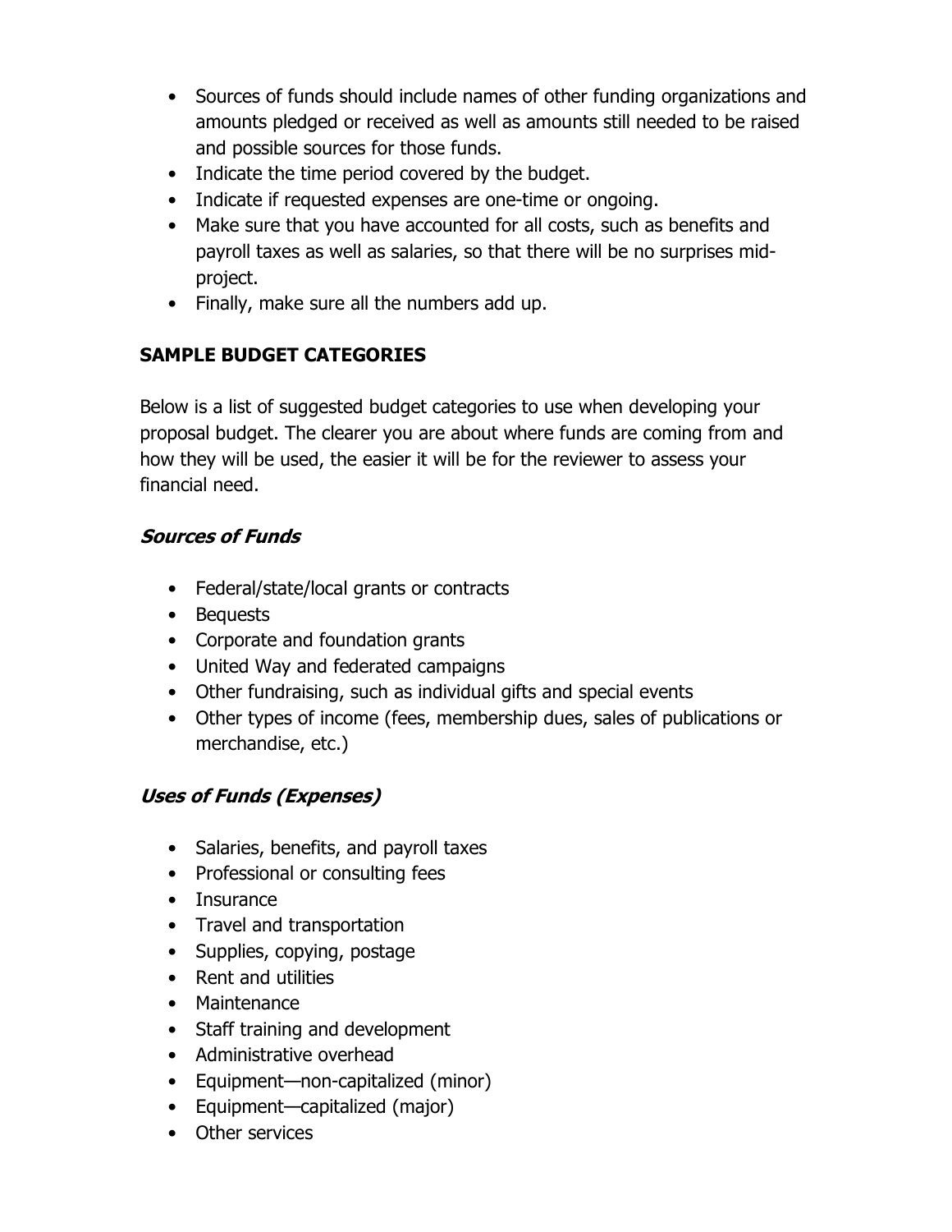- Sources of funds should include names of other funding organizations and amounts pledged or received as well as amounts still needed to be raised and possible sources for those funds.
- Indicate the time period covered by the budget.
- Indicate if requested expenses are one-time or ongoing.
- Make sure that you have accounted for all costs, such as benefits and payroll taxes as well as salaries, so that there will be no surprises mid-project.
- Finally, make sure all the numbers add up.

**SAMPLE BUDGET CATEGORIES**

Below is a list of suggested budget categories to use when developing your proposal budget. The clearer you are about where funds are coming from and how they will be used, the easier it will be for the reviewer to assess your financial need.

***Sources of Funds***

- Federal/state/local grants or contracts
- Bequests
- Corporate and foundation grants
- United Way and federated campaigns
- Other fundraising, such as individual gifts and special events
- Other types of income (fees, membership dues, sales of publications or merchandise, etc.)

***Uses of Funds (Expenses)***

- Salaries, benefits, and payroll taxes
- Professional or consulting fees
- Insurance
- Travel and transportation
- Supplies, copying, postage
- Rent and utilities
- Maintenance
- Staff training and development
- Administrative overhead
- Equipment—non-capitalized (minor)
- Equipment—capitalized (major)
- Other services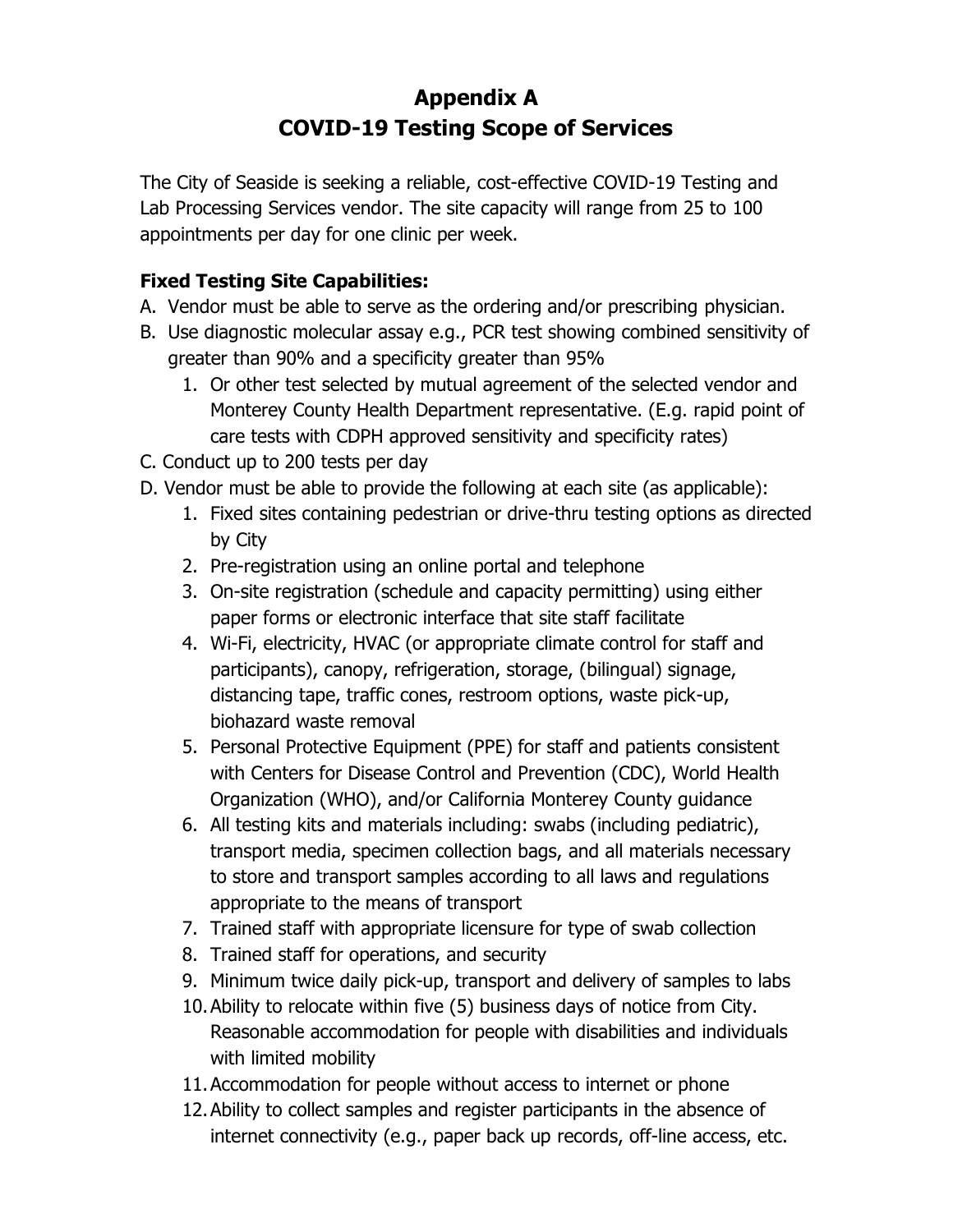# Appendix A
# COVID-19 Testing Scope of Services

The City of Seaside is seeking a reliable, cost-effective COVID-19 Testing and Lab Processing Services vendor. The site capacity will range from 25 to 100 appointments per day for one clinic per week.

**Fixed Testing Site Capabilities:**

A. Vendor must be able to serve as the ordering and/or prescribing physician.

B. Use diagnostic molecular assay e.g., PCR test showing combined sensitivity of greater than 90% and a specificity greater than 95%

   1. Or other test selected by mutual agreement of the selected vendor and Monterey County Health Department representative. (E.g. rapid point of care tests with CDPH approved sensitivity and specificity rates)

C. Conduct up to 200 tests per day

D. Vendor must be able to provide the following at each site (as applicable):

   1. Fixed sites containing pedestrian or drive-thru testing options as directed by City
   2. Pre-registration using an online portal and telephone
   3. On-site registration (schedule and capacity permitting) using either paper forms or electronic interface that site staff facilitate
   4. Wi-Fi, electricity, HVAC (or appropriate climate control for staff and participants), canopy, refrigeration, storage, (bilingual) signage, distancing tape, traffic cones, restroom options, waste pick-up, biohazard waste removal
   5. Personal Protective Equipment (PPE) for staff and patients consistent with Centers for Disease Control and Prevention (CDC), World Health Organization (WHO), and/or California Monterey County guidance
   6. All testing kits and materials including: swabs (including pediatric), transport media, specimen collection bags, and all materials necessary to store and transport samples according to all laws and regulations appropriate to the means of transport
   7. Trained staff with appropriate licensure for type of swab collection
   8. Trained staff for operations, and security
   9. Minimum twice daily pick-up, transport and delivery of samples to labs
   10. Ability to relocate within five (5) business days of notice from City. Reasonable accommodation for people with disabilities and individuals with limited mobility
   11. Accommodation for people without access to internet or phone
   12. Ability to collect samples and register participants in the absence of internet connectivity (e.g., paper back up records, off-line access, etc.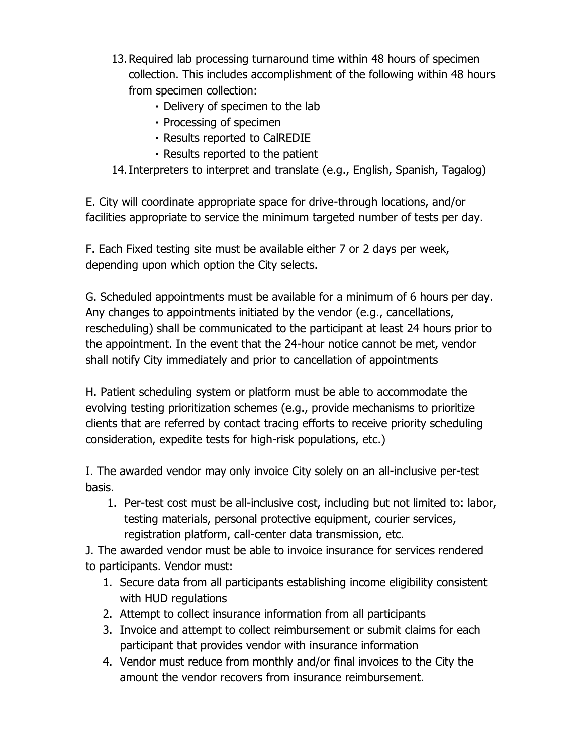13. Required lab processing turnaround time within 48 hours of specimen collection. This includes accomplishment of the following within 48 hours from specimen collection:
    - Delivery of specimen to the lab
    - Processing of specimen
    - Results reported to CalREDIE
    - Results reported to the patient
14. Interpreters to interpret and translate (e.g., English, Spanish, Tagalog)

E. City will coordinate appropriate space for drive-through locations, and/or facilities appropriate to service the minimum targeted number of tests per day.

F. Each Fixed testing site must be available either 7 or 2 days per week, depending upon which option the City selects.

G. Scheduled appointments must be available for a minimum of 6 hours per day. Any changes to appointments initiated by the vendor (e.g., cancellations, rescheduling) shall be communicated to the participant at least 24 hours prior to the appointment. In the event that the 24-hour notice cannot be met, vendor shall notify City immediately and prior to cancellation of appointments

H. Patient scheduling system or platform must be able to accommodate the evolving testing prioritization schemes (e.g., provide mechanisms to prioritize clients that are referred by contact tracing efforts to receive priority scheduling consideration, expedite tests for high-risk populations, etc.)

I. The awarded vendor may only invoice City solely on an all-inclusive per-test basis.

1. Per-test cost must be all-inclusive cost, including but not limited to: labor, testing materials, personal protective equipment, courier services, registration platform, call-center data transmission, etc.

J. The awarded vendor must be able to invoice insurance for services rendered to participants. Vendor must:

1. Secure data from all participants establishing income eligibility consistent with HUD regulations
2. Attempt to collect insurance information from all participants
3. Invoice and attempt to collect reimbursement or submit claims for each participant that provides vendor with insurance information
4. Vendor must reduce from monthly and/or final invoices to the City the amount the vendor recovers from insurance reimbursement.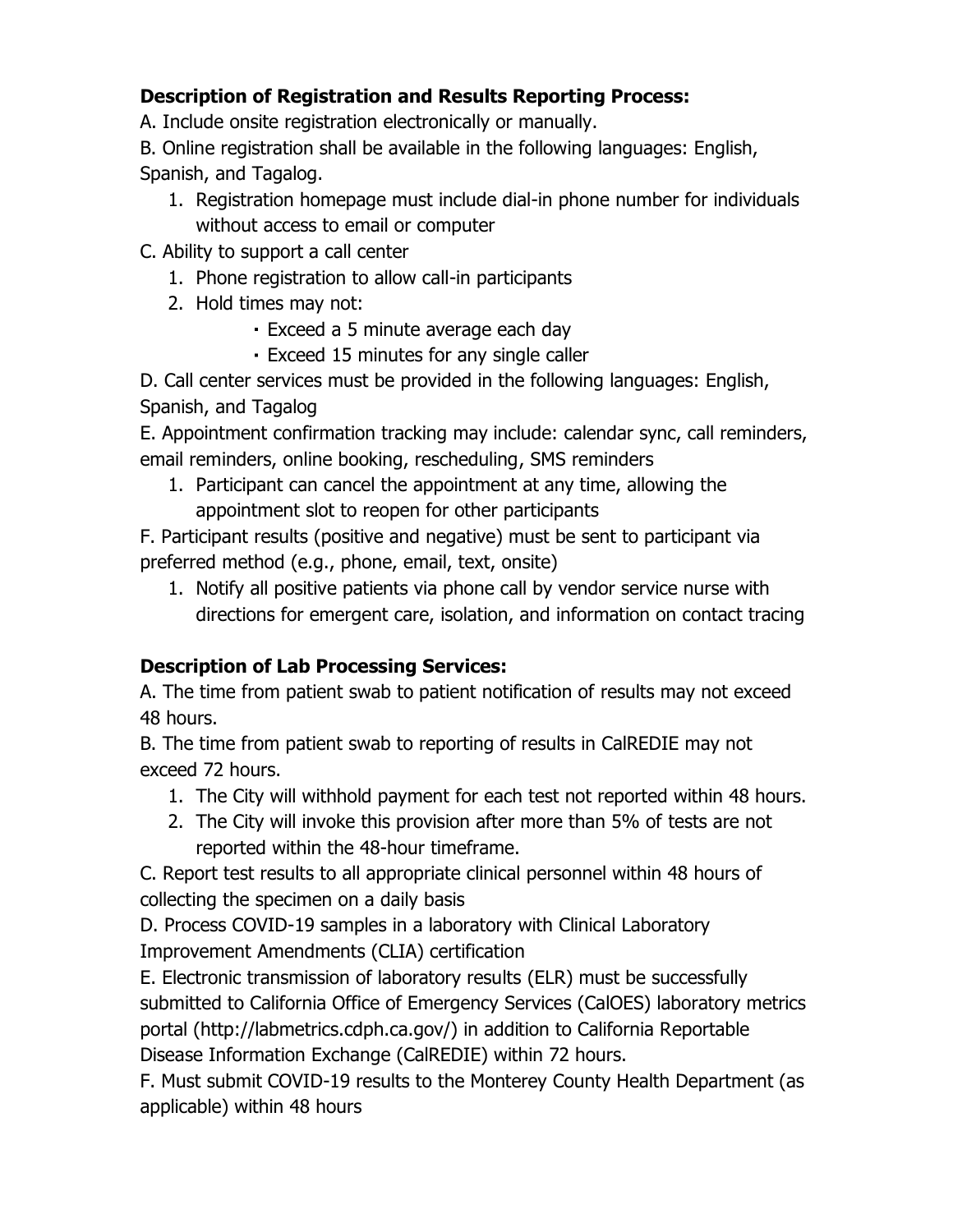**Description of Registration and Results Reporting Process:**

A. Include onsite registration electronically or manually.

B. Online registration shall be available in the following languages: English, Spanish, and Tagalog.

1. Registration homepage must include dial-in phone number for individuals without access to email or computer

C. Ability to support a call center

1. Phone registration to allow call-in participants
2. Hold times may not:
    - Exceed a 5 minute average each day
    - Exceed 15 minutes for any single caller

D. Call center services must be provided in the following languages: English, Spanish, and Tagalog

E. Appointment confirmation tracking may include: calendar sync, call reminders, email reminders, online booking, rescheduling, SMS reminders

1. Participant can cancel the appointment at any time, allowing the appointment slot to reopen for other participants

F. Participant results (positive and negative) must be sent to participant via preferred method (e.g., phone, email, text, onsite)

1. Notify all positive patients via phone call by vendor service nurse with directions for emergent care, isolation, and information on contact tracing

**Description of Lab Processing Services:**

A. The time from patient swab to patient notification of results may not exceed 48 hours.

B. The time from patient swab to reporting of results in CalREDIE may not exceed 72 hours.

1. The City will withhold payment for each test not reported within 48 hours.
2. The City will invoke this provision after more than 5% of tests are not reported within the 48-hour timeframe.

C. Report test results to all appropriate clinical personnel within 48 hours of collecting the specimen on a daily basis

D. Process COVID-19 samples in a laboratory with Clinical Laboratory Improvement Amendments (CLIA) certification

E. Electronic transmission of laboratory results (ELR) must be successfully submitted to California Office of Emergency Services (CalOES) laboratory metrics portal (http://labmetrics.cdph.ca.gov/) in addition to California Reportable Disease Information Exchange (CalREDIE) within 72 hours.

F. Must submit COVID-19 results to the Monterey County Health Department (as applicable) within 48 hours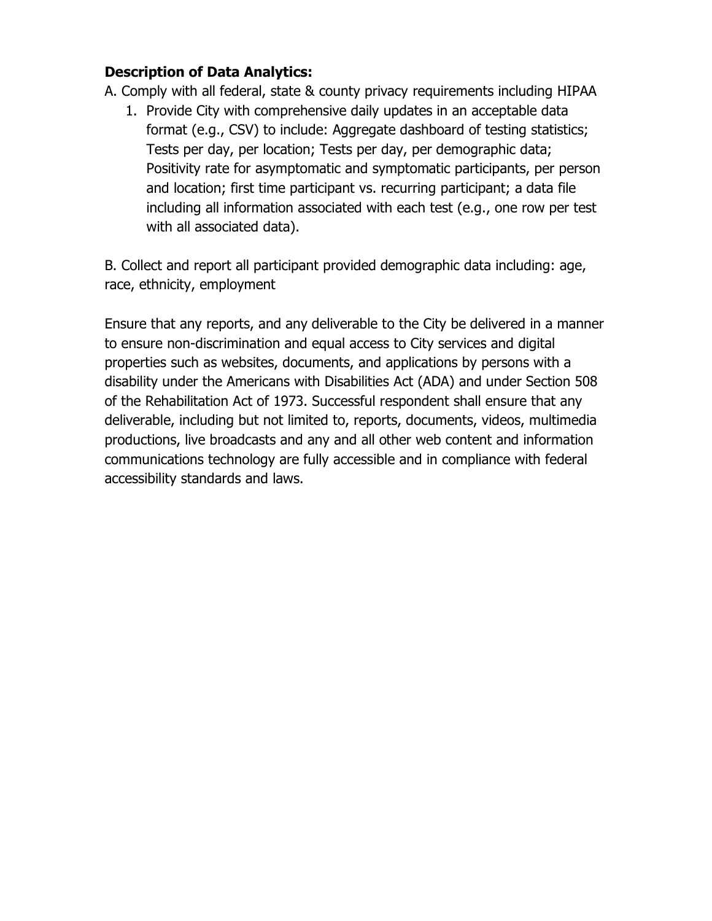**Description of Data Analytics:**

A. Comply with all federal, state & county privacy requirements including HIPAA

1. Provide City with comprehensive daily updates in an acceptable data format (e.g., CSV) to include: Aggregate dashboard of testing statistics; Tests per day, per location; Tests per day, per demographic data; Positivity rate for asymptomatic and symptomatic participants, per person and location; first time participant vs. recurring participant; a data file including all information associated with each test (e.g., one row per test with all associated data).

B. Collect and report all participant provided demographic data including: age, race, ethnicity, employment

Ensure that any reports, and any deliverable to the City be delivered in a manner to ensure non-discrimination and equal access to City services and digital properties such as websites, documents, and applications by persons with a disability under the Americans with Disabilities Act (ADA) and under Section 508 of the Rehabilitation Act of 1973. Successful respondent shall ensure that any deliverable, including but not limited to, reports, documents, videos, multimedia productions, live broadcasts and any and all other web content and information communications technology are fully accessible and in compliance with federal accessibility standards and laws.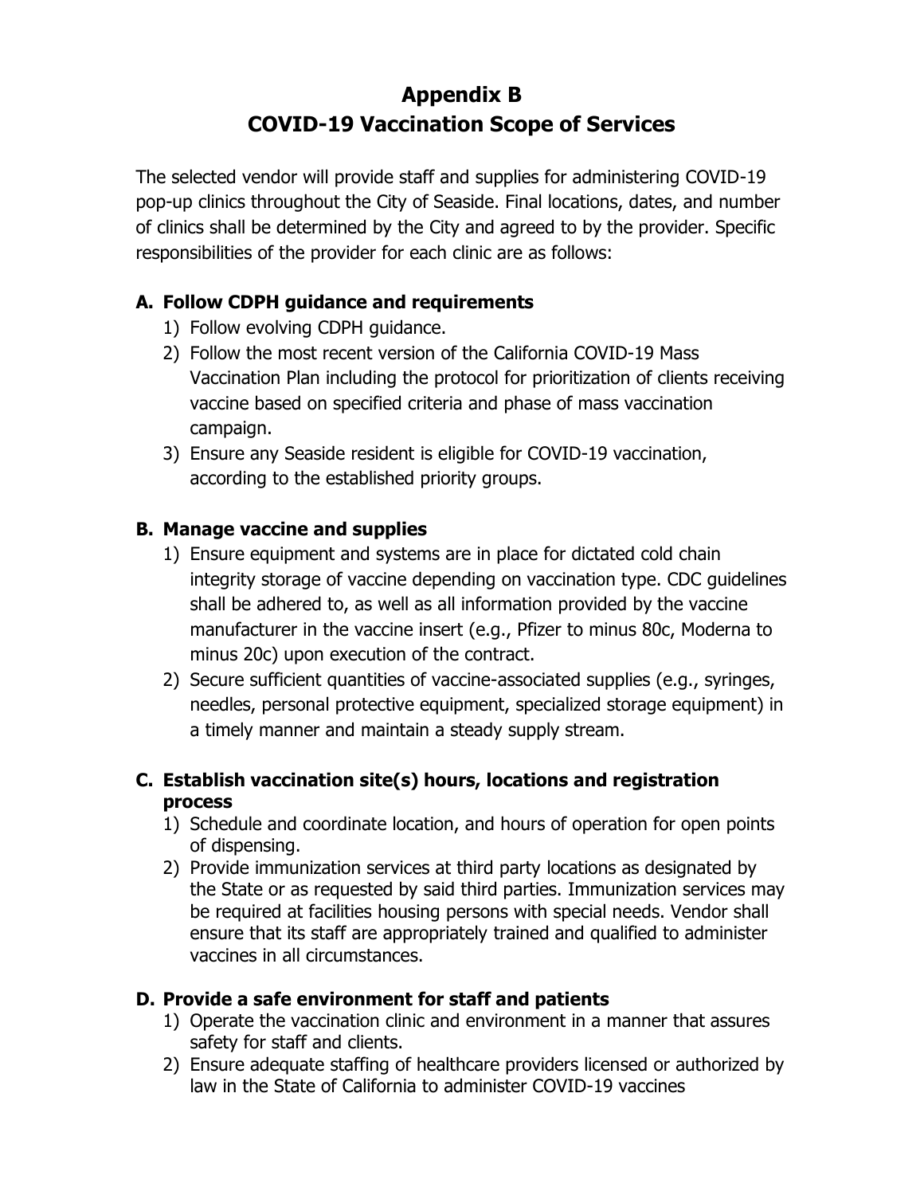# Appendix B
# COVID-19 Vaccination Scope of Services

The selected vendor will provide staff and supplies for administering COVID-19 pop-up clinics throughout the City of Seaside. Final locations, dates, and number of clinics shall be determined by the City and agreed to by the provider. Specific responsibilities of the provider for each clinic are as follows:

### A. Follow CDPH guidance and requirements

1) Follow evolving CDPH guidance.
2) Follow the most recent version of the California COVID-19 Mass Vaccination Plan including the protocol for prioritization of clients receiving vaccine based on specified criteria and phase of mass vaccination campaign.
3) Ensure any Seaside resident is eligible for COVID-19 vaccination, according to the established priority groups.

### B. Manage vaccine and supplies

1) Ensure equipment and systems are in place for dictated cold chain integrity storage of vaccine depending on vaccination type. CDC guidelines shall be adhered to, as well as all information provided by the vaccine manufacturer in the vaccine insert (e.g., Pfizer to minus 80c, Moderna to minus 20c) upon execution of the contract.
2) Secure sufficient quantities of vaccine-associated supplies (e.g., syringes, needles, personal protective equipment, specialized storage equipment) in a timely manner and maintain a steady supply stream.

### C. Establish vaccination site(s) hours, locations and registration process

1) Schedule and coordinate location, and hours of operation for open points of dispensing.
2) Provide immunization services at third party locations as designated by the State or as requested by said third parties. Immunization services may be required at facilities housing persons with special needs. Vendor shall ensure that its staff are appropriately trained and qualified to administer vaccines in all circumstances.

### D. Provide a safe environment for staff and patients

1) Operate the vaccination clinic and environment in a manner that assures safety for staff and clients.
2) Ensure adequate staffing of healthcare providers licensed or authorized by law in the State of California to administer COVID-19 vaccines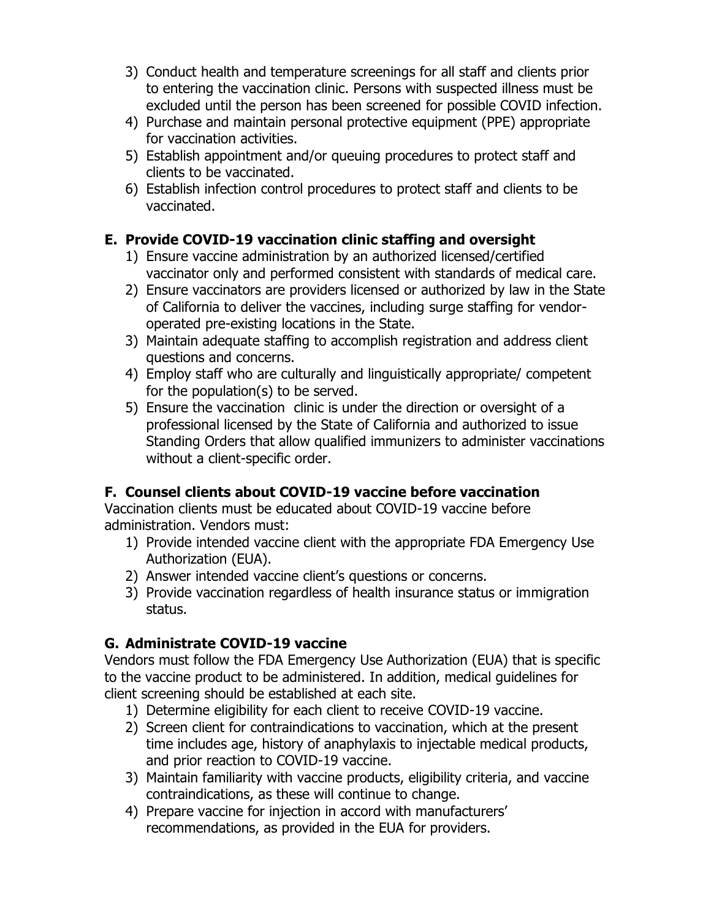3) Conduct health and temperature screenings for all staff and clients prior to entering the vaccination clinic. Persons with suspected illness must be excluded until the person has been screened for possible COVID infection.
4) Purchase and maintain personal protective equipment (PPE) appropriate for vaccination activities.
5) Establish appointment and/or queuing procedures to protect staff and clients to be vaccinated.
6) Establish infection control procedures to protect staff and clients to be vaccinated.

### E. Provide COVID-19 vaccination clinic staffing and oversight

1) Ensure vaccine administration by an authorized licensed/certified vaccinator only and performed consistent with standards of medical care.
2) Ensure vaccinators are providers licensed or authorized by law in the State of California to deliver the vaccines, including surge staffing for vendor-operated pre-existing locations in the State.
3) Maintain adequate staffing to accomplish registration and address client questions and concerns.
4) Employ staff who are culturally and linguistically appropriate/ competent for the population(s) to be served.
5) Ensure the vaccination clinic is under the direction or oversight of a professional licensed by the State of California and authorized to issue Standing Orders that allow qualified immunizers to administer vaccinations without a client-specific order.

### F. Counsel clients about COVID-19 vaccine before vaccination

Vaccination clients must be educated about COVID-19 vaccine before administration. Vendors must:

1) Provide intended vaccine client with the appropriate FDA Emergency Use Authorization (EUA).
2) Answer intended vaccine client's questions or concerns.
3) Provide vaccination regardless of health insurance status or immigration status.

### G. Administrate COVID-19 vaccine

Vendors must follow the FDA Emergency Use Authorization (EUA) that is specific to the vaccine product to be administered. In addition, medical guidelines for client screening should be established at each site.

1) Determine eligibility for each client to receive COVID-19 vaccine.
2) Screen client for contraindications to vaccination, which at the present time includes age, history of anaphylaxis to injectable medical products, and prior reaction to COVID-19 vaccine.
3) Maintain familiarity with vaccine products, eligibility criteria, and vaccine contraindications, as these will continue to change.
4) Prepare vaccine for injection in accord with manufacturers' recommendations, as provided in the EUA for providers.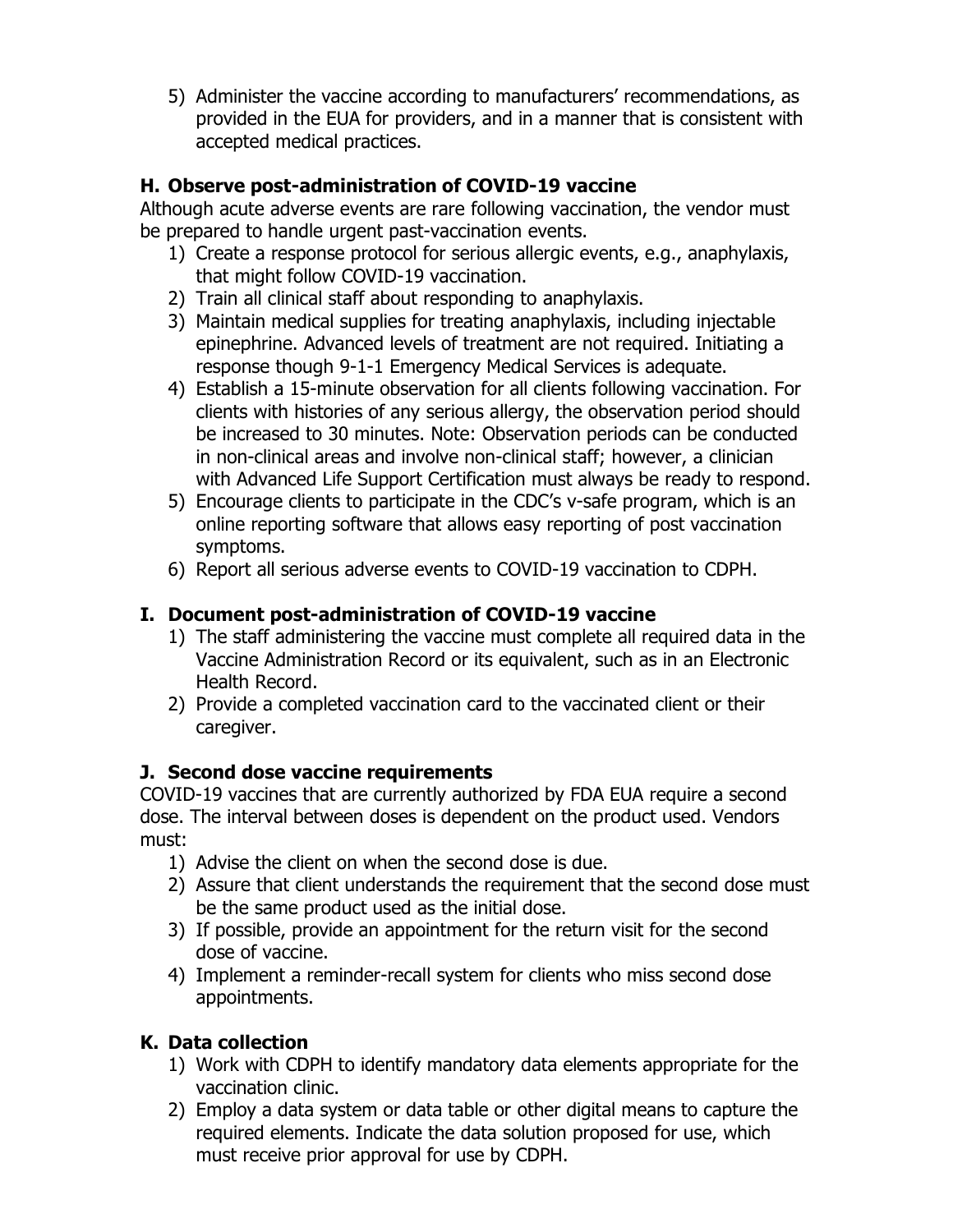5) Administer the vaccine according to manufacturers' recommendations, as provided in the EUA for providers, and in a manner that is consistent with accepted medical practices.

### H. Observe post-administration of COVID-19 vaccine

Although acute adverse events are rare following vaccination, the vendor must be prepared to handle urgent past-vaccination events.

1) Create a response protocol for serious allergic events, e.g., anaphylaxis, that might follow COVID-19 vaccination.
2) Train all clinical staff about responding to anaphylaxis.
3) Maintain medical supplies for treating anaphylaxis, including injectable epinephrine. Advanced levels of treatment are not required. Initiating a response though 9-1-1 Emergency Medical Services is adequate.
4) Establish a 15-minute observation for all clients following vaccination. For clients with histories of any serious allergy, the observation period should be increased to 30 minutes. Note: Observation periods can be conducted in non-clinical areas and involve non-clinical staff; however, a clinician with Advanced Life Support Certification must always be ready to respond.
5) Encourage clients to participate in the CDC's v-safe program, which is an online reporting software that allows easy reporting of post vaccination symptoms.
6) Report all serious adverse events to COVID-19 vaccination to CDPH.

### I. Document post-administration of COVID-19 vaccine

1) The staff administering the vaccine must complete all required data in the Vaccine Administration Record or its equivalent, such as in an Electronic Health Record.
2) Provide a completed vaccination card to the vaccinated client or their caregiver.

### J. Second dose vaccine requirements

COVID-19 vaccines that are currently authorized by FDA EUA require a second dose. The interval between doses is dependent on the product used. Vendors must:

1) Advise the client on when the second dose is due.
2) Assure that client understands the requirement that the second dose must be the same product used as the initial dose.
3) If possible, provide an appointment for the return visit for the second dose of vaccine.
4) Implement a reminder-recall system for clients who miss second dose appointments.

### K. Data collection

1) Work with CDPH to identify mandatory data elements appropriate for the vaccination clinic.
2) Employ a data system or data table or other digital means to capture the required elements. Indicate the data solution proposed for use, which must receive prior approval for use by CDPH.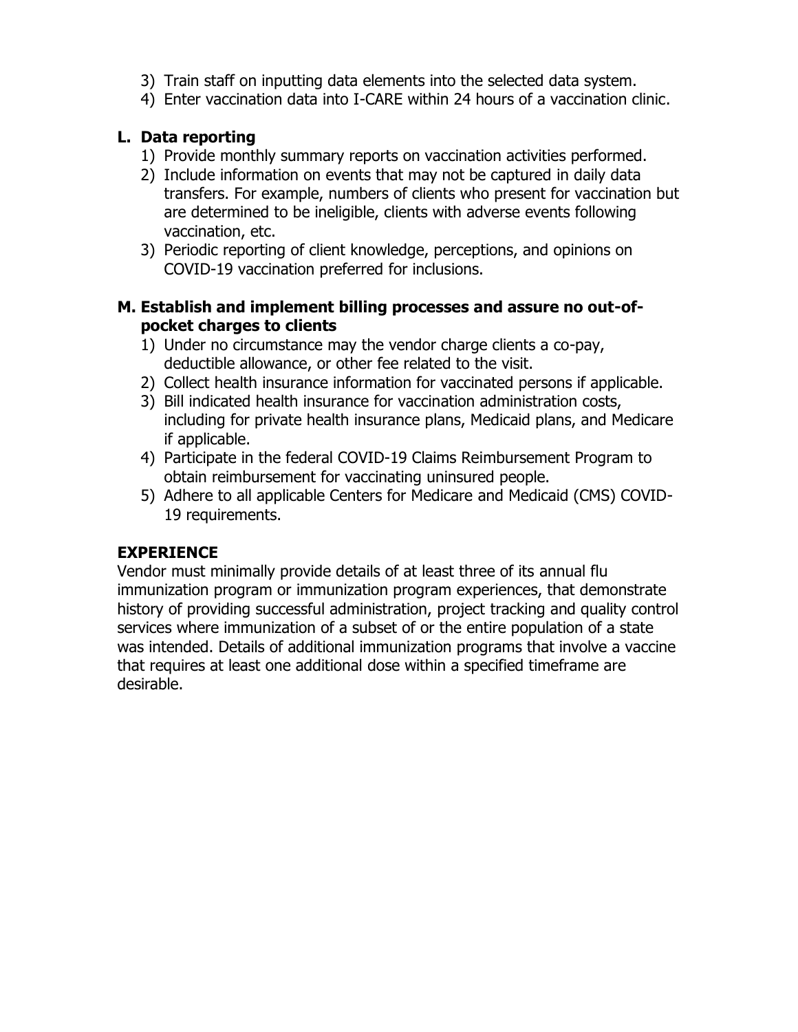3) Train staff on inputting data elements into the selected data system.
4) Enter vaccination data into I-CARE within 24 hours of a vaccination clinic.

### L. Data reporting

1) Provide monthly summary reports on vaccination activities performed.
2) Include information on events that may not be captured in daily data transfers. For example, numbers of clients who present for vaccination but are determined to be ineligible, clients with adverse events following vaccination, etc.
3) Periodic reporting of client knowledge, perceptions, and opinions on COVID-19 vaccination preferred for inclusions.

### M. Establish and implement billing processes and assure no out-of-pocket charges to clients

1) Under no circumstance may the vendor charge clients a co-pay, deductible allowance, or other fee related to the visit.
2) Collect health insurance information for vaccinated persons if applicable.
3) Bill indicated health insurance for vaccination administration costs, including for private health insurance plans, Medicaid plans, and Medicare if applicable.
4) Participate in the federal COVID-19 Claims Reimbursement Program to obtain reimbursement for vaccinating uninsured people.
5) Adhere to all applicable Centers for Medicare and Medicaid (CMS) COVID-19 requirements.

## EXPERIENCE

Vendor must minimally provide details of at least three of its annual flu immunization program or immunization program experiences, that demonstrate history of providing successful administration, project tracking and quality control services where immunization of a subset of or the entire population of a state was intended. Details of additional immunization programs that involve a vaccine that requires at least one additional dose within a specified timeframe are desirable.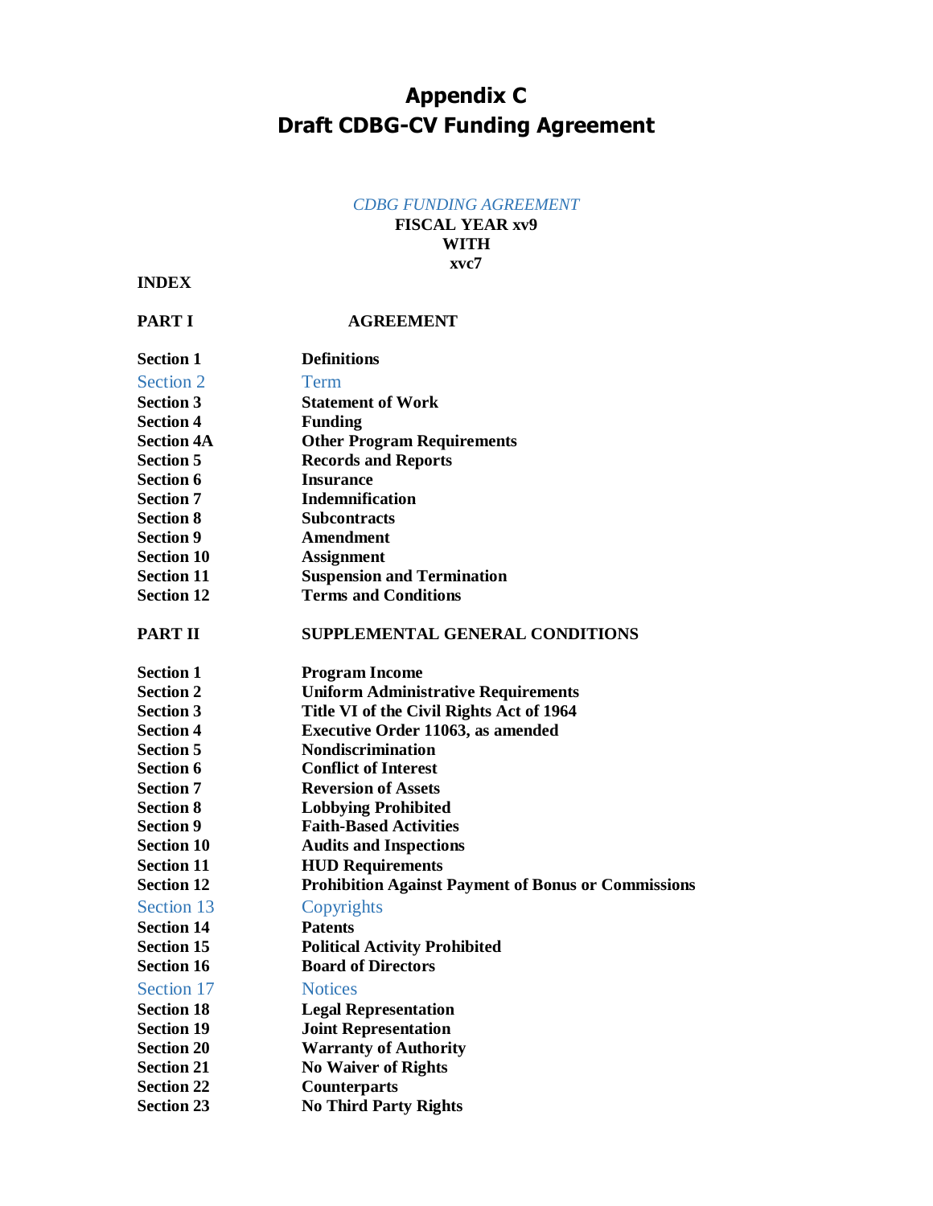# Appendix C
# Draft CDBG-CV Funding Agreement

*CDBG FUNDING AGREEMENT*
**FISCAL YEAR xv9**
**WITH**
**xvc7**

**INDEX**

| **PART I** | **AGREEMENT** |
|---|---|
| **Section 1** | **Definitions** |
| Section 2 | Term |
| **Section 3** | **Statement of Work** |
| **Section 4** | **Funding** |
| **Section 4A** | **Other Program Requirements** |
| **Section 5** | **Records and Reports** |
| **Section 6** | **Insurance** |
| **Section 7** | **Indemnification** |
| **Section 8** | **Subcontracts** |
| **Section 9** | **Amendment** |
| **Section 10** | **Assignment** |
| **Section 11** | **Suspension and Termination** |
| **Section 12** | **Terms and Conditions** |

| **PART II** | **SUPPLEMENTAL GENERAL CONDITIONS** |
|---|---|
| **Section 1** | **Program Income** |
| **Section 2** | **Uniform Administrative Requirements** |
| **Section 3** | **Title VI of the Civil Rights Act of 1964** |
| **Section 4** | **Executive Order 11063, as amended** |
| **Section 5** | **Nondiscrimination** |
| **Section 6** | **Conflict of Interest** |
| **Section 7** | **Reversion of Assets** |
| **Section 8** | **Lobbying Prohibited** |
| **Section 9** | **Faith-Based Activities** |
| **Section 10** | **Audits and Inspections** |
| **Section 11** | **HUD Requirements** |
| **Section 12** | **Prohibition Against Payment of Bonus or Commissions** |
| Section 13 | Copyrights |
| **Section 14** | **Patents** |
| **Section 15** | **Political Activity Prohibited** |
| **Section 16** | **Board of Directors** |
| Section 17 | Notices |
| **Section 18** | **Legal Representation** |
| **Section 19** | **Joint Representation** |
| **Section 20** | **Warranty of Authority** |
| **Section 21** | **No Waiver of Rights** |
| **Section 22** | **Counterparts** |
| **Section 23** | **No Third Party Rights** |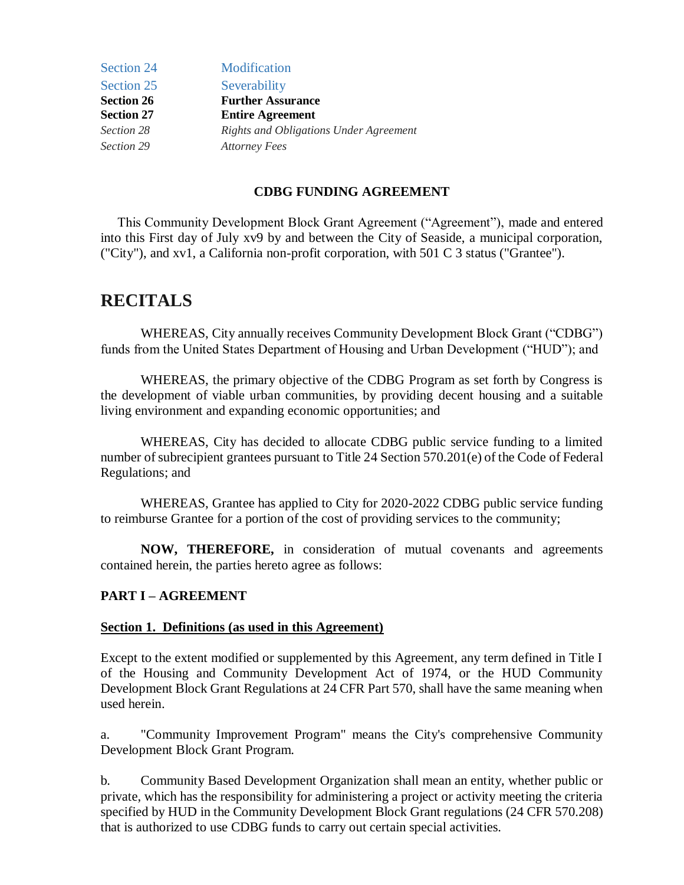| | |
|---|---|
| Section 24 | Modification |
| Section 25 | Severability |
| **Section 26** | **Further Assurance** |
| **Section 27** | **Entire Agreement** |
| *Section 28* | *Rights and Obligations Under Agreement* |
| *Section 29* | *Attorney Fees* |

**CDBG FUNDING AGREEMENT**

This Community Development Block Grant Agreement ("Agreement"), made and entered into this First day of July xv9 by and between the City of Seaside, a municipal corporation, ("City"), and xv1, a California non-profit corporation, with 501 C 3 status ("Grantee").

# RECITALS

WHEREAS, City annually receives Community Development Block Grant ("CDBG") funds from the United States Department of Housing and Urban Development ("HUD"); and

WHEREAS, the primary objective of the CDBG Program as set forth by Congress is the development of viable urban communities, by providing decent housing and a suitable living environment and expanding economic opportunities; and

WHEREAS, City has decided to allocate CDBG public service funding to a limited number of subrecipient grantees pursuant to Title 24 Section 570.201(e) of the Code of Federal Regulations; and

WHEREAS, Grantee has applied to City for 2020-2022 CDBG public service funding to reimburse Grantee for a portion of the cost of providing services to the community;

**NOW, THEREFORE,** in consideration of mutual covenants and agreements contained herein, the parties hereto agree as follows:

**PART I – AGREEMENT**

**Section 1. Definitions (as used in this Agreement)**

Except to the extent modified or supplemented by this Agreement, any term defined in Title I of the Housing and Community Development Act of 1974, or the HUD Community Development Block Grant Regulations at 24 CFR Part 570, shall have the same meaning when used herein.

a. "Community Improvement Program" means the City's comprehensive Community Development Block Grant Program.

b. Community Based Development Organization shall mean an entity, whether public or private, which has the responsibility for administering a project or activity meeting the criteria specified by HUD in the Community Development Block Grant regulations (24 CFR 570.208) that is authorized to use CDBG funds to carry out certain special activities.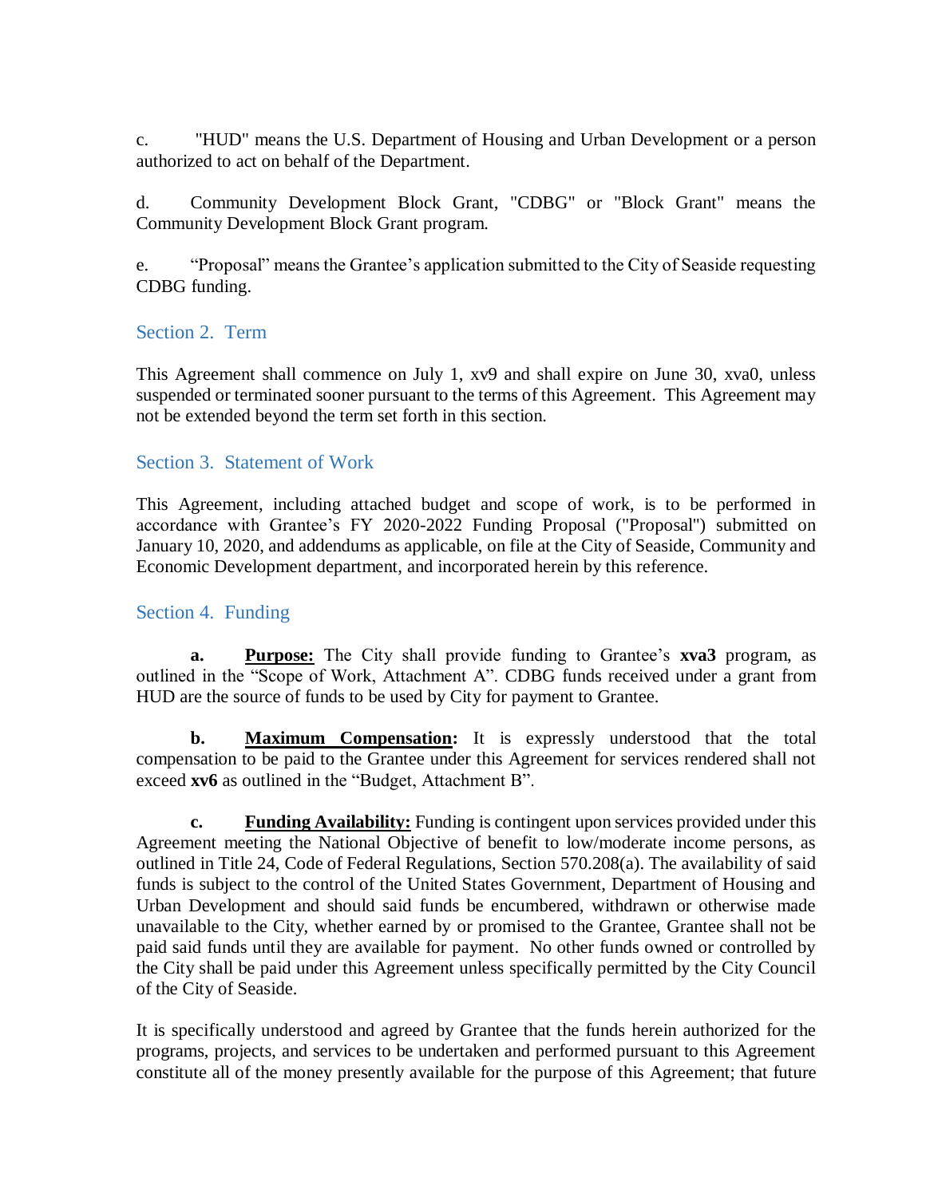c. "HUD" means the U.S. Department of Housing and Urban Development or a person authorized to act on behalf of the Department.

d. Community Development Block Grant, "CDBG" or "Block Grant" means the Community Development Block Grant program.

e. "Proposal" means the Grantee's application submitted to the City of Seaside requesting CDBG funding.

## Section 2. Term

This Agreement shall commence on July 1, xv9 and shall expire on June 30, xva0, unless suspended or terminated sooner pursuant to the terms of this Agreement. This Agreement may not be extended beyond the term set forth in this section.

## Section 3. Statement of Work

This Agreement, including attached budget and scope of work, is to be performed in accordance with Grantee's FY 2020-2022 Funding Proposal ("Proposal") submitted on January 10, 2020, and addendums as applicable, on file at the City of Seaside, Community and Economic Development department, and incorporated herein by this reference.

## Section 4. Funding

**a. Purpose:** The City shall provide funding to Grantee's **xva3** program, as outlined in the "Scope of Work, Attachment A". CDBG funds received under a grant from HUD are the source of funds to be used by City for payment to Grantee.

**b. Maximum Compensation:** It is expressly understood that the total compensation to be paid to the Grantee under this Agreement for services rendered shall not exceed **xv6** as outlined in the "Budget, Attachment B".

**c. Funding Availability:** Funding is contingent upon services provided under this Agreement meeting the National Objective of benefit to low/moderate income persons, as outlined in Title 24, Code of Federal Regulations, Section 570.208(a). The availability of said funds is subject to the control of the United States Government, Department of Housing and Urban Development and should said funds be encumbered, withdrawn or otherwise made unavailable to the City, whether earned by or promised to the Grantee, Grantee shall not be paid said funds until they are available for payment. No other funds owned or controlled by the City shall be paid under this Agreement unless specifically permitted by the City Council of the City of Seaside.

It is specifically understood and agreed by Grantee that the funds herein authorized for the programs, projects, and services to be undertaken and performed pursuant to this Agreement constitute all of the money presently available for the purpose of this Agreement; that future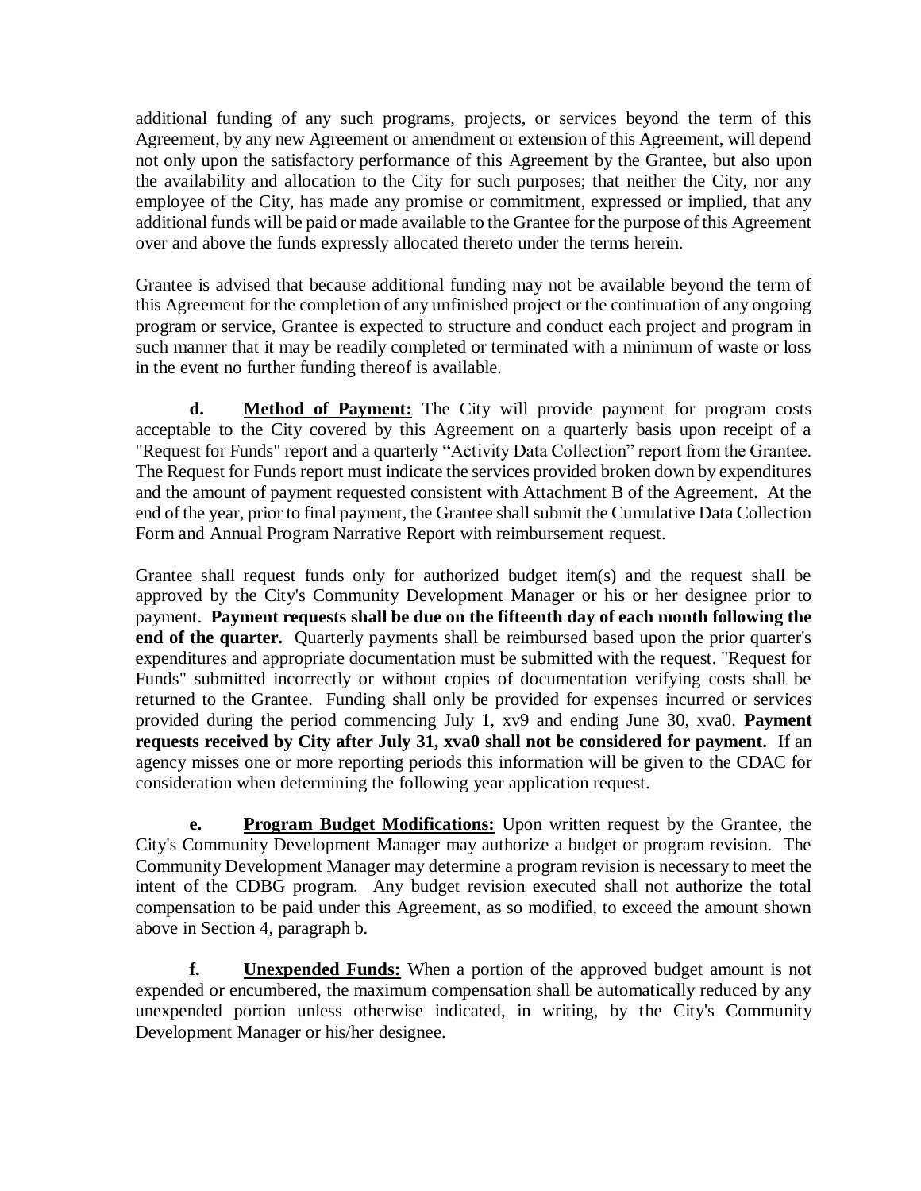additional funding of any such programs, projects, or services beyond the term of this Agreement, by any new Agreement or amendment or extension of this Agreement, will depend not only upon the satisfactory performance of this Agreement by the Grantee, but also upon the availability and allocation to the City for such purposes; that neither the City, nor any employee of the City, has made any promise or commitment, expressed or implied, that any additional funds will be paid or made available to the Grantee for the purpose of this Agreement over and above the funds expressly allocated thereto under the terms herein.

Grantee is advised that because additional funding may not be available beyond the term of this Agreement for the completion of any unfinished project or the continuation of any ongoing program or service, Grantee is expected to structure and conduct each project and program in such manner that it may be readily completed or terminated with a minimum of waste or loss in the event no further funding thereof is available.

**d. <u>Method of Payment:</u>** The City will provide payment for program costs acceptable to the City covered by this Agreement on a quarterly basis upon receipt of a "Request for Funds" report and a quarterly "Activity Data Collection" report from the Grantee. The Request for Funds report must indicate the services provided broken down by expenditures and the amount of payment requested consistent with Attachment B of the Agreement. At the end of the year, prior to final payment, the Grantee shall submit the Cumulative Data Collection Form and Annual Program Narrative Report with reimbursement request.

Grantee shall request funds only for authorized budget item(s) and the request shall be approved by the City's Community Development Manager or his or her designee prior to payment. **Payment requests shall be due on the fifteenth day of each month following the end of the quarter.** Quarterly payments shall be reimbursed based upon the prior quarter's expenditures and appropriate documentation must be submitted with the request. "Request for Funds" submitted incorrectly or without copies of documentation verifying costs shall be returned to the Grantee. Funding shall only be provided for expenses incurred or services provided during the period commencing July 1, xv9 and ending June 30, xva0. **Payment requests received by City after July 31, xva0 shall not be considered for payment.** If an agency misses one or more reporting periods this information will be given to the CDAC for consideration when determining the following year application request.

**e. <u>Program Budget Modifications:</u>** Upon written request by the Grantee, the City's Community Development Manager may authorize a budget or program revision. The Community Development Manager may determine a program revision is necessary to meet the intent of the CDBG program. Any budget revision executed shall not authorize the total compensation to be paid under this Agreement, as so modified, to exceed the amount shown above in Section 4, paragraph b.

**f. <u>Unexpended Funds:</u>** When a portion of the approved budget amount is not expended or encumbered, the maximum compensation shall be automatically reduced by any unexpended portion unless otherwise indicated, in writing, by the City's Community Development Manager or his/her designee.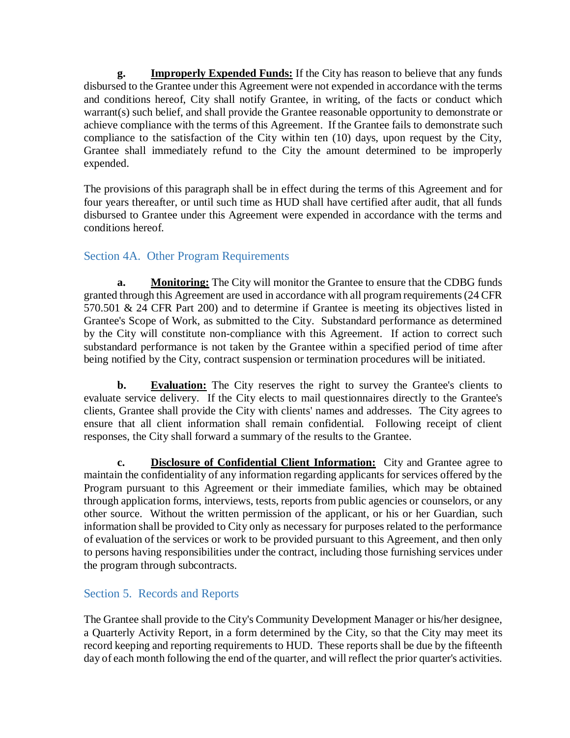**g. Improperly Expended Funds:** If the City has reason to believe that any funds disbursed to the Grantee under this Agreement were not expended in accordance with the terms and conditions hereof, City shall notify Grantee, in writing, of the facts or conduct which warrant(s) such belief, and shall provide the Grantee reasonable opportunity to demonstrate or achieve compliance with the terms of this Agreement. If the Grantee fails to demonstrate such compliance to the satisfaction of the City within ten (10) days, upon request by the City, Grantee shall immediately refund to the City the amount determined to be improperly expended.

The provisions of this paragraph shall be in effect during the terms of this Agreement and for four years thereafter, or until such time as HUD shall have certified after audit, that all funds disbursed to Grantee under this Agreement were expended in accordance with the terms and conditions hereof.

## Section 4A. Other Program Requirements

**a. Monitoring:** The City will monitor the Grantee to ensure that the CDBG funds granted through this Agreement are used in accordance with all program requirements (24 CFR 570.501 & 24 CFR Part 200) and to determine if Grantee is meeting its objectives listed in Grantee's Scope of Work, as submitted to the City. Substandard performance as determined by the City will constitute non-compliance with this Agreement. If action to correct such substandard performance is not taken by the Grantee within a specified period of time after being notified by the City, contract suspension or termination procedures will be initiated.

**b. Evaluation:** The City reserves the right to survey the Grantee's clients to evaluate service delivery. If the City elects to mail questionnaires directly to the Grantee's clients, Grantee shall provide the City with clients' names and addresses. The City agrees to ensure that all client information shall remain confidential. Following receipt of client responses, the City shall forward a summary of the results to the Grantee.

**c. Disclosure of Confidential Client Information:** City and Grantee agree to maintain the confidentiality of any information regarding applicants for services offered by the Program pursuant to this Agreement or their immediate families, which may be obtained through application forms, interviews, tests, reports from public agencies or counselors, or any other source. Without the written permission of the applicant, or his or her Guardian, such information shall be provided to City only as necessary for purposes related to the performance of evaluation of the services or work to be provided pursuant to this Agreement, and then only to persons having responsibilities under the contract, including those furnishing services under the program through subcontracts.

## Section 5. Records and Reports

The Grantee shall provide to the City's Community Development Manager or his/her designee, a Quarterly Activity Report, in a form determined by the City, so that the City may meet its record keeping and reporting requirements to HUD. These reports shall be due by the fifteenth day of each month following the end of the quarter, and will reflect the prior quarter's activities.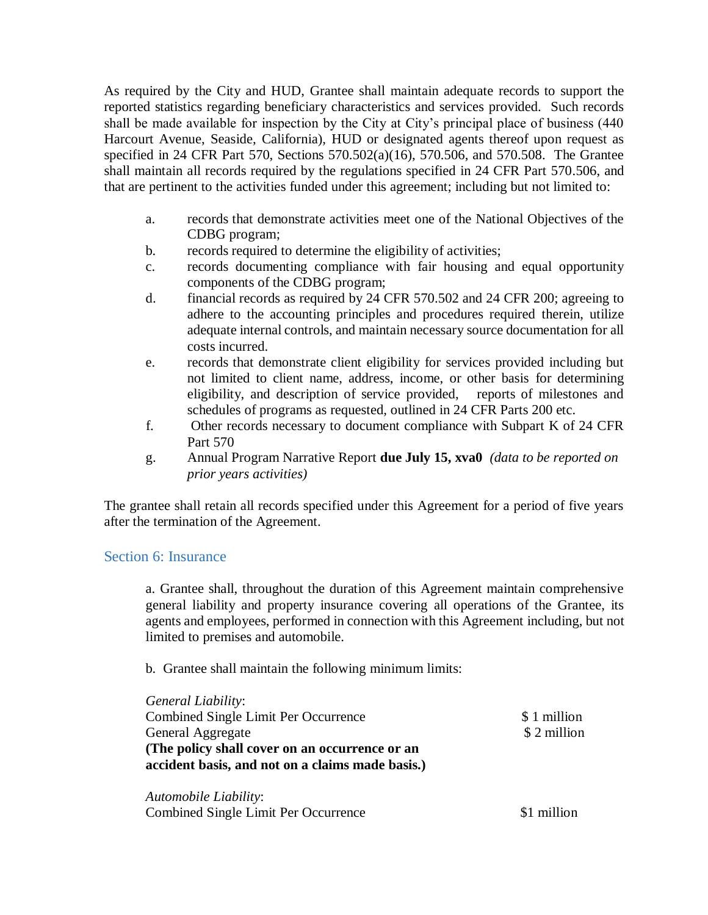As required by the City and HUD, Grantee shall maintain adequate records to support the reported statistics regarding beneficiary characteristics and services provided. Such records shall be made available for inspection by the City at City's principal place of business (440 Harcourt Avenue, Seaside, California), HUD or designated agents thereof upon request as specified in 24 CFR Part 570, Sections 570.502(a)(16), 570.506, and 570.508. The Grantee shall maintain all records required by the regulations specified in 24 CFR Part 570.506, and that are pertinent to the activities funded under this agreement; including but not limited to:

a. records that demonstrate activities meet one of the National Objectives of the CDBG program;
b. records required to determine the eligibility of activities;
c. records documenting compliance with fair housing and equal opportunity components of the CDBG program;
d. financial records as required by 24 CFR 570.502 and 24 CFR 200; agreeing to adhere to the accounting principles and procedures required therein, utilize adequate internal controls, and maintain necessary source documentation for all costs incurred.
e. records that demonstrate client eligibility for services provided including but not limited to client name, address, income, or other basis for determining eligibility, and description of service provided, reports of milestones and schedules of programs as requested, outlined in 24 CFR Parts 200 etc.
f. Other records necessary to document compliance with Subpart K of 24 CFR Part 570
g. Annual Program Narrative Report **due July 15, xva0** *(data to be reported on prior years activities)*

The grantee shall retain all records specified under this Agreement for a period of five years after the termination of the Agreement.

## Section 6: Insurance

a. Grantee shall, throughout the duration of this Agreement maintain comprehensive general liability and property insurance covering all operations of the Grantee, its agents and employees, performed in connection with this Agreement including, but not limited to premises and automobile.

b. Grantee shall maintain the following minimum limits:

*General Liability*:

| | |
|---|---|
| Combined Single Limit Per Occurrence | $ 1 million |
| General Aggregate | $ 2 million |

**(The policy shall cover on an occurrence or an accident basis, and not on a claims made basis.)**

*Automobile Liability*:

| | |
|---|---|
| Combined Single Limit Per Occurrence | $1 million |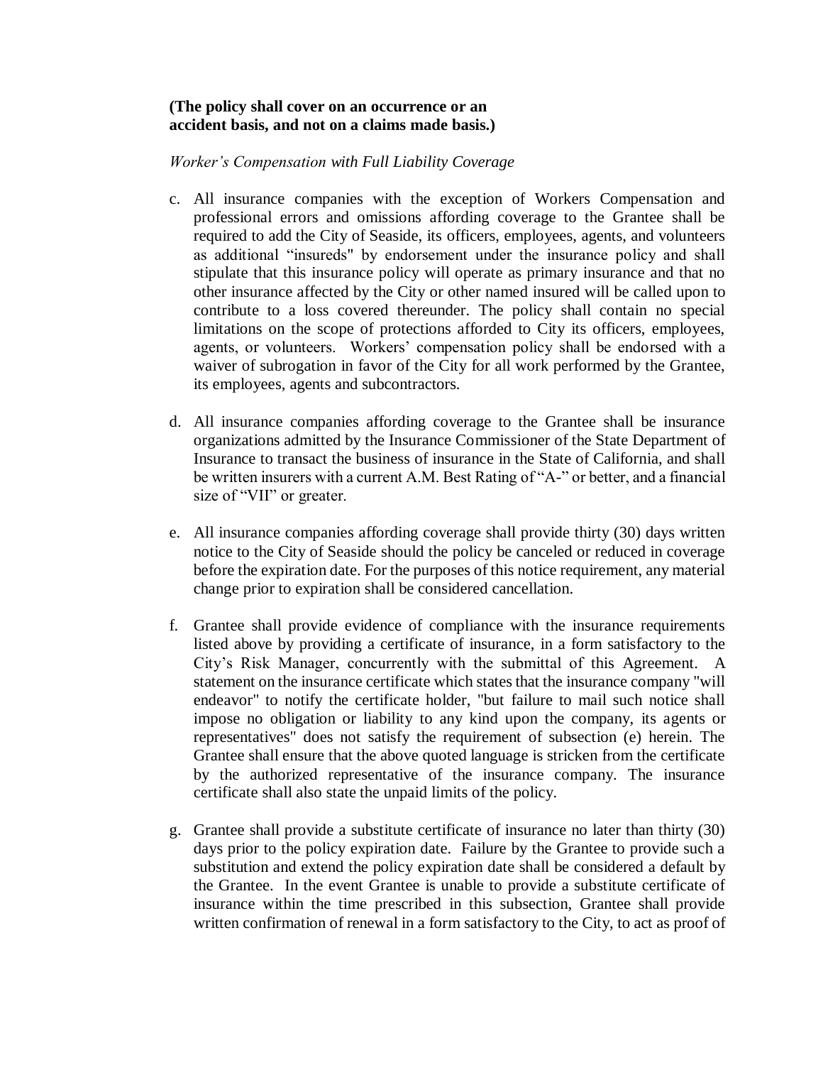**(The policy shall cover on an occurrence or an accident basis, and not on a claims made basis.)**

*Worker's Compensation with Full Liability Coverage*

c. All insurance companies with the exception of Workers Compensation and professional errors and omissions affording coverage to the Grantee shall be required to add the City of Seaside, its officers, employees, agents, and volunteers as additional "insureds" by endorsement under the insurance policy and shall stipulate that this insurance policy will operate as primary insurance and that no other insurance affected by the City or other named insured will be called upon to contribute to a loss covered thereunder. The policy shall contain no special limitations on the scope of protections afforded to City its officers, employees, agents, or volunteers. Workers' compensation policy shall be endorsed with a waiver of subrogation in favor of the City for all work performed by the Grantee, its employees, agents and subcontractors.

d. All insurance companies affording coverage to the Grantee shall be insurance organizations admitted by the Insurance Commissioner of the State Department of Insurance to transact the business of insurance in the State of California, and shall be written insurers with a current A.M. Best Rating of "A-" or better, and a financial size of "VII" or greater.

e. All insurance companies affording coverage shall provide thirty (30) days written notice to the City of Seaside should the policy be canceled or reduced in coverage before the expiration date. For the purposes of this notice requirement, any material change prior to expiration shall be considered cancellation.

f. Grantee shall provide evidence of compliance with the insurance requirements listed above by providing a certificate of insurance, in a form satisfactory to the City's Risk Manager, concurrently with the submittal of this Agreement. A statement on the insurance certificate which states that the insurance company "will endeavor" to notify the certificate holder, "but failure to mail such notice shall impose no obligation or liability to any kind upon the company, its agents or representatives" does not satisfy the requirement of subsection (e) herein. The Grantee shall ensure that the above quoted language is stricken from the certificate by the authorized representative of the insurance company. The insurance certificate shall also state the unpaid limits of the policy.

g. Grantee shall provide a substitute certificate of insurance no later than thirty (30) days prior to the policy expiration date. Failure by the Grantee to provide such a substitution and extend the policy expiration date shall be considered a default by the Grantee. In the event Grantee is unable to provide a substitute certificate of insurance within the time prescribed in this subsection, Grantee shall provide written confirmation of renewal in a form satisfactory to the City, to act as proof of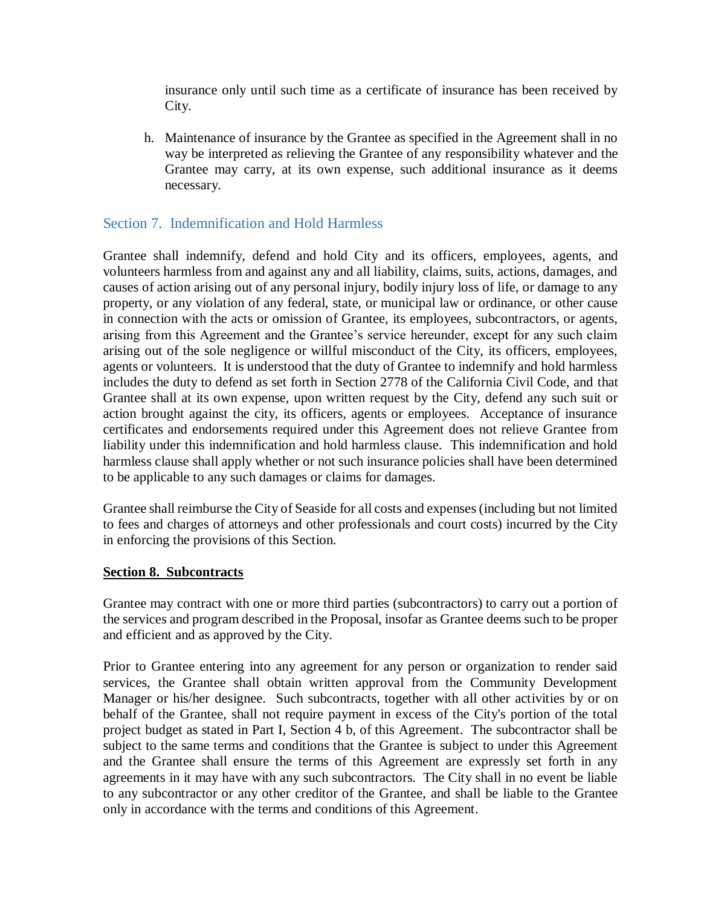insurance only until such time as a certificate of insurance has been received by City.

h. Maintenance of insurance by the Grantee as specified in the Agreement shall in no way be interpreted as relieving the Grantee of any responsibility whatever and the Grantee may carry, at its own expense, such additional insurance as it deems necessary.

## Section 7. Indemnification and Hold Harmless

Grantee shall indemnify, defend and hold City and its officers, employees, agents, and volunteers harmless from and against any and all liability, claims, suits, actions, damages, and causes of action arising out of any personal injury, bodily injury loss of life, or damage to any property, or any violation of any federal, state, or municipal law or ordinance, or other cause in connection with the acts or omission of Grantee, its employees, subcontractors, or agents, arising from this Agreement and the Grantee's service hereunder, except for any such claim arising out of the sole negligence or willful misconduct of the City, its officers, employees, agents or volunteers. It is understood that the duty of Grantee to indemnify and hold harmless includes the duty to defend as set forth in Section 2778 of the California Civil Code, and that Grantee shall at its own expense, upon written request by the City, defend any such suit or action brought against the city, its officers, agents or employees. Acceptance of insurance certificates and endorsements required under this Agreement does not relieve Grantee from liability under this indemnification and hold harmless clause. This indemnification and hold harmless clause shall apply whether or not such insurance policies shall have been determined to be applicable to any such damages or claims for damages.

Grantee shall reimburse the City of Seaside for all costs and expenses (including but not limited to fees and charges of attorneys and other professionals and court costs) incurred by the City in enforcing the provisions of this Section.

## Section 8. Subcontracts

Grantee may contract with one or more third parties (subcontractors) to carry out a portion of the services and program described in the Proposal, insofar as Grantee deems such to be proper and efficient and as approved by the City.

Prior to Grantee entering into any agreement for any person or organization to render said services, the Grantee shall obtain written approval from the Community Development Manager or his/her designee. Such subcontracts, together with all other activities by or on behalf of the Grantee, shall not require payment in excess of the City's portion of the total project budget as stated in Part I, Section 4 b, of this Agreement. The subcontractor shall be subject to the same terms and conditions that the Grantee is subject to under this Agreement and the Grantee shall ensure the terms of this Agreement are expressly set forth in any agreements in it may have with any such subcontractors. The City shall in no event be liable to any subcontractor or any other creditor of the Grantee, and shall be liable to the Grantee only in accordance with the terms and conditions of this Agreement.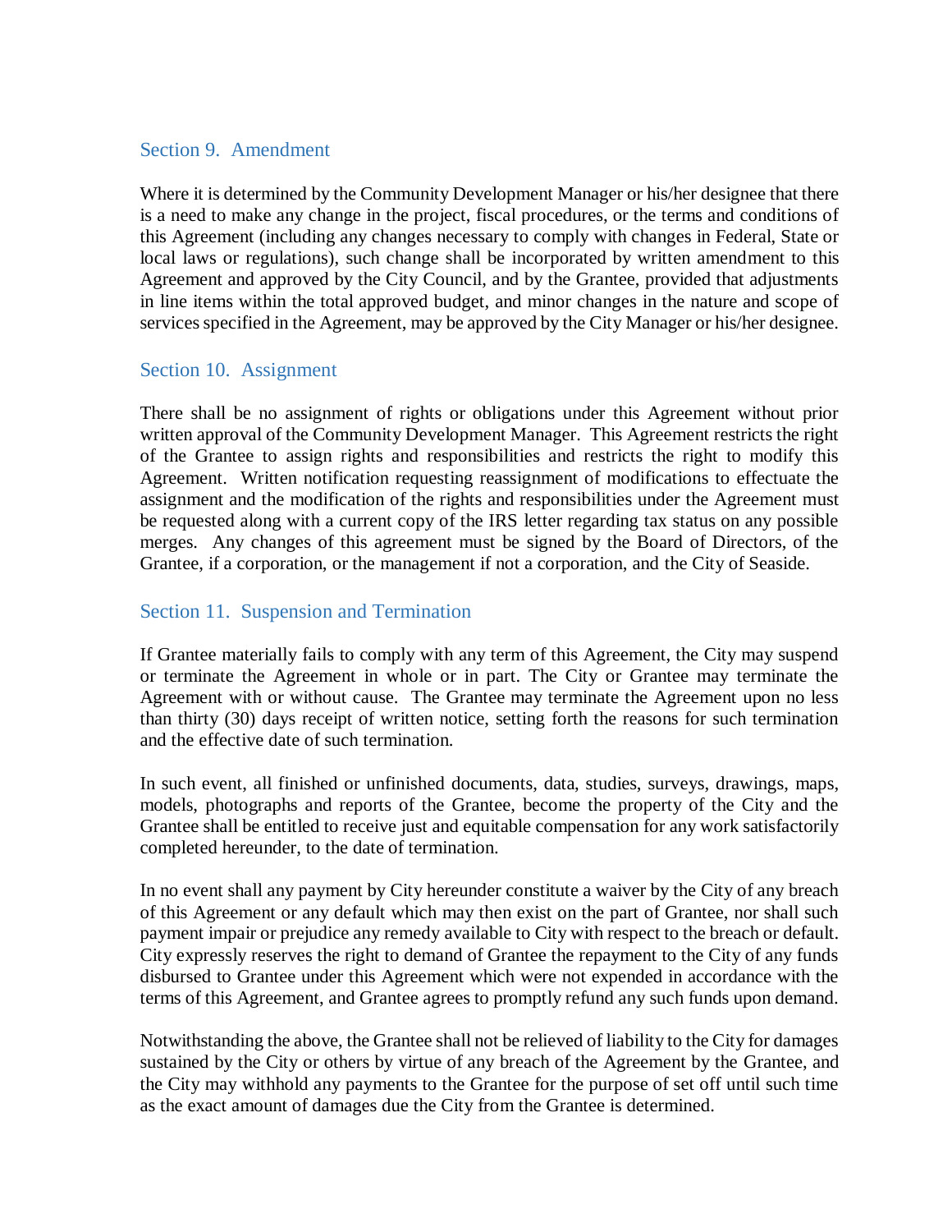## Section 9. Amendment

Where it is determined by the Community Development Manager or his/her designee that there is a need to make any change in the project, fiscal procedures, or the terms and conditions of this Agreement (including any changes necessary to comply with changes in Federal, State or local laws or regulations), such change shall be incorporated by written amendment to this Agreement and approved by the City Council, and by the Grantee, provided that adjustments in line items within the total approved budget, and minor changes in the nature and scope of services specified in the Agreement, may be approved by the City Manager or his/her designee.

## Section 10. Assignment

There shall be no assignment of rights or obligations under this Agreement without prior written approval of the Community Development Manager. This Agreement restricts the right of the Grantee to assign rights and responsibilities and restricts the right to modify this Agreement. Written notification requesting reassignment of modifications to effectuate the assignment and the modification of the rights and responsibilities under the Agreement must be requested along with a current copy of the IRS letter regarding tax status on any possible merges. Any changes of this agreement must be signed by the Board of Directors, of the Grantee, if a corporation, or the management if not a corporation, and the City of Seaside.

## Section 11. Suspension and Termination

If Grantee materially fails to comply with any term of this Agreement, the City may suspend or terminate the Agreement in whole or in part. The City or Grantee may terminate the Agreement with or without cause. The Grantee may terminate the Agreement upon no less than thirty (30) days receipt of written notice, setting forth the reasons for such termination and the effective date of such termination.

In such event, all finished or unfinished documents, data, studies, surveys, drawings, maps, models, photographs and reports of the Grantee, become the property of the City and the Grantee shall be entitled to receive just and equitable compensation for any work satisfactorily completed hereunder, to the date of termination.

In no event shall any payment by City hereunder constitute a waiver by the City of any breach of this Agreement or any default which may then exist on the part of Grantee, nor shall such payment impair or prejudice any remedy available to City with respect to the breach or default. City expressly reserves the right to demand of Grantee the repayment to the City of any funds disbursed to Grantee under this Agreement which were not expended in accordance with the terms of this Agreement, and Grantee agrees to promptly refund any such funds upon demand.

Notwithstanding the above, the Grantee shall not be relieved of liability to the City for damages sustained by the City or others by virtue of any breach of the Agreement by the Grantee, and the City may withhold any payments to the Grantee for the purpose of set off until such time as the exact amount of damages due the City from the Grantee is determined.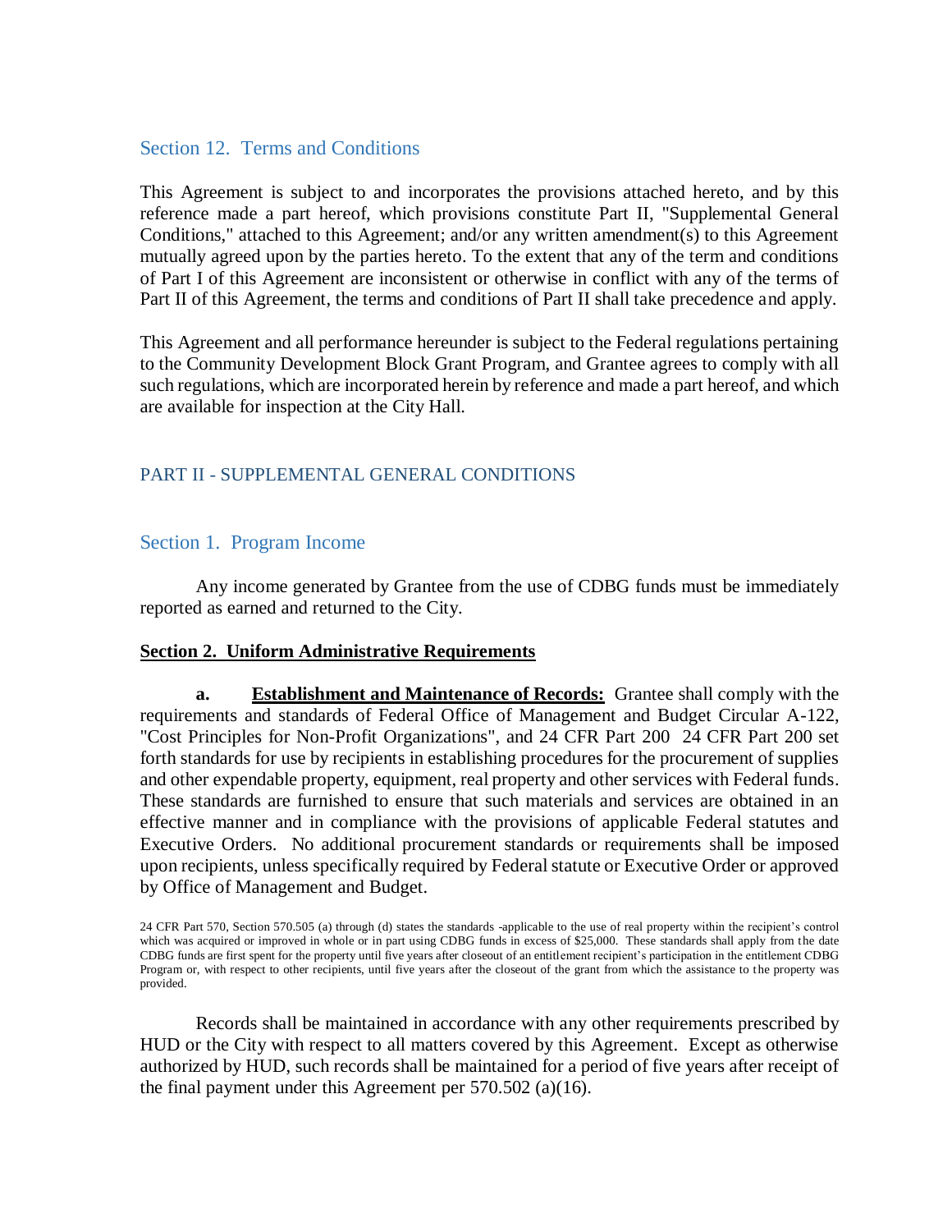## Section 12. Terms and Conditions

This Agreement is subject to and incorporates the provisions attached hereto, and by this reference made a part hereof, which provisions constitute Part II, "Supplemental General Conditions," attached to this Agreement; and/or any written amendment(s) to this Agreement mutually agreed upon by the parties hereto. To the extent that any of the term and conditions of Part I of this Agreement are inconsistent or otherwise in conflict with any of the terms of Part II of this Agreement, the terms and conditions of Part II shall take precedence and apply.

This Agreement and all performance hereunder is subject to the Federal regulations pertaining to the Community Development Block Grant Program, and Grantee agrees to comply with all such regulations, which are incorporated herein by reference and made a part hereof, and which are available for inspection at the City Hall.

# PART II - SUPPLEMENTAL GENERAL CONDITIONS

## Section 1. Program Income

Any income generated by Grantee from the use of CDBG funds must be immediately reported as earned and returned to the City.

**Section 2. Uniform Administrative Requirements**

**a. Establishment and Maintenance of Records:** Grantee shall comply with the requirements and standards of Federal Office of Management and Budget Circular A-122, "Cost Principles for Non-Profit Organizations", and 24 CFR Part 200 24 CFR Part 200 set forth standards for use by recipients in establishing procedures for the procurement of supplies and other expendable property, equipment, real property and other services with Federal funds. These standards are furnished to ensure that such materials and services are obtained in an effective manner and in compliance with the provisions of applicable Federal statutes and Executive Orders. No additional procurement standards or requirements shall be imposed upon recipients, unless specifically required by Federal statute or Executive Order or approved by Office of Management and Budget.

24 CFR Part 570, Section 570.505 (a) through (d) states the standards -applicable to the use of real property within the recipient's control which was acquired or improved in whole or in part using CDBG funds in excess of $25,000. These standards shall apply from the date CDBG funds are first spent for the property until five years after closeout of an entitlement recipient's participation in the entitlement CDBG Program or, with respect to other recipients, until five years after the closeout of the grant from which the assistance to the property was provided.

Records shall be maintained in accordance with any other requirements prescribed by HUD or the City with respect to all matters covered by this Agreement. Except as otherwise authorized by HUD, such records shall be maintained for a period of five years after receipt of the final payment under this Agreement per 570.502 (a)(16).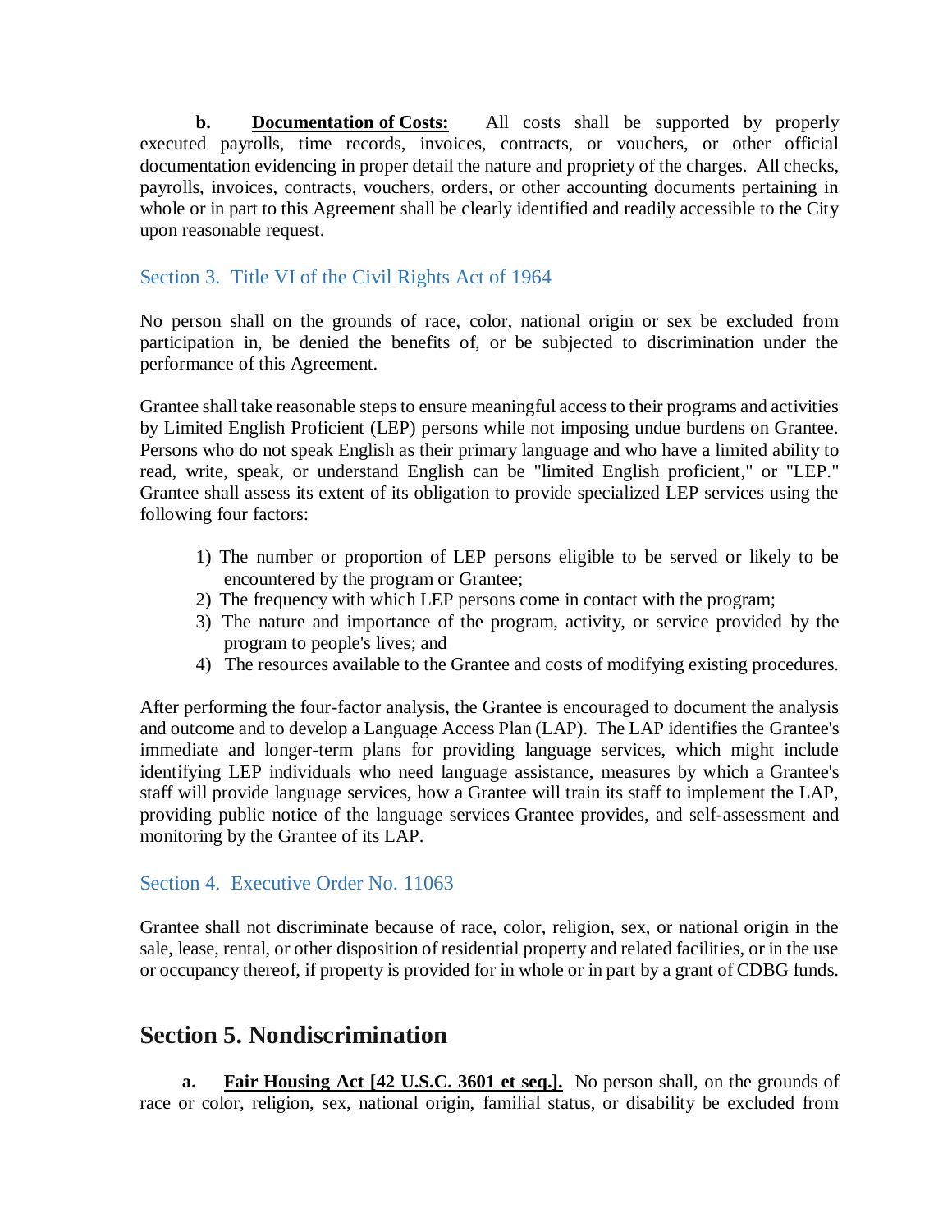**b. Documentation of Costs:** All costs shall be supported by properly executed payrolls, time records, invoices, contracts, or vouchers, or other official documentation evidencing in proper detail the nature and propriety of the charges. All checks, payrolls, invoices, contracts, vouchers, orders, or other accounting documents pertaining in whole or in part to this Agreement shall be clearly identified and readily accessible to the City upon reasonable request.

### Section 3. Title VI of the Civil Rights Act of 1964

No person shall on the grounds of race, color, national origin or sex be excluded from participation in, be denied the benefits of, or be subjected to discrimination under the performance of this Agreement.

Grantee shall take reasonable steps to ensure meaningful access to their programs and activities by Limited English Proficient (LEP) persons while not imposing undue burdens on Grantee. Persons who do not speak English as their primary language and who have a limited ability to read, write, speak, or understand English can be "limited English proficient," or "LEP." Grantee shall assess its extent of its obligation to provide specialized LEP services using the following four factors:

1) The number or proportion of LEP persons eligible to be served or likely to be encountered by the program or Grantee;
2) The frequency with which LEP persons come in contact with the program;
3) The nature and importance of the program, activity, or service provided by the program to people's lives; and
4) The resources available to the Grantee and costs of modifying existing procedures.

After performing the four-factor analysis, the Grantee is encouraged to document the analysis and outcome and to develop a Language Access Plan (LAP). The LAP identifies the Grantee's immediate and longer-term plans for providing language services, which might include identifying LEP individuals who need language assistance, measures by which a Grantee's staff will provide language services, how a Grantee will train its staff to implement the LAP, providing public notice of the language services Grantee provides, and self-assessment and monitoring by the Grantee of its LAP.

### Section 4. Executive Order No. 11063

Grantee shall not discriminate because of race, color, religion, sex, or national origin in the sale, lease, rental, or other disposition of residential property and related facilities, or in the use or occupancy thereof, if property is provided for in whole or in part by a grant of CDBG funds.

## Section 5. Nondiscrimination

**a. Fair Housing Act [42 U.S.C. 3601 et seq.].** No person shall, on the grounds of race or color, religion, sex, national origin, familial status, or disability be excluded from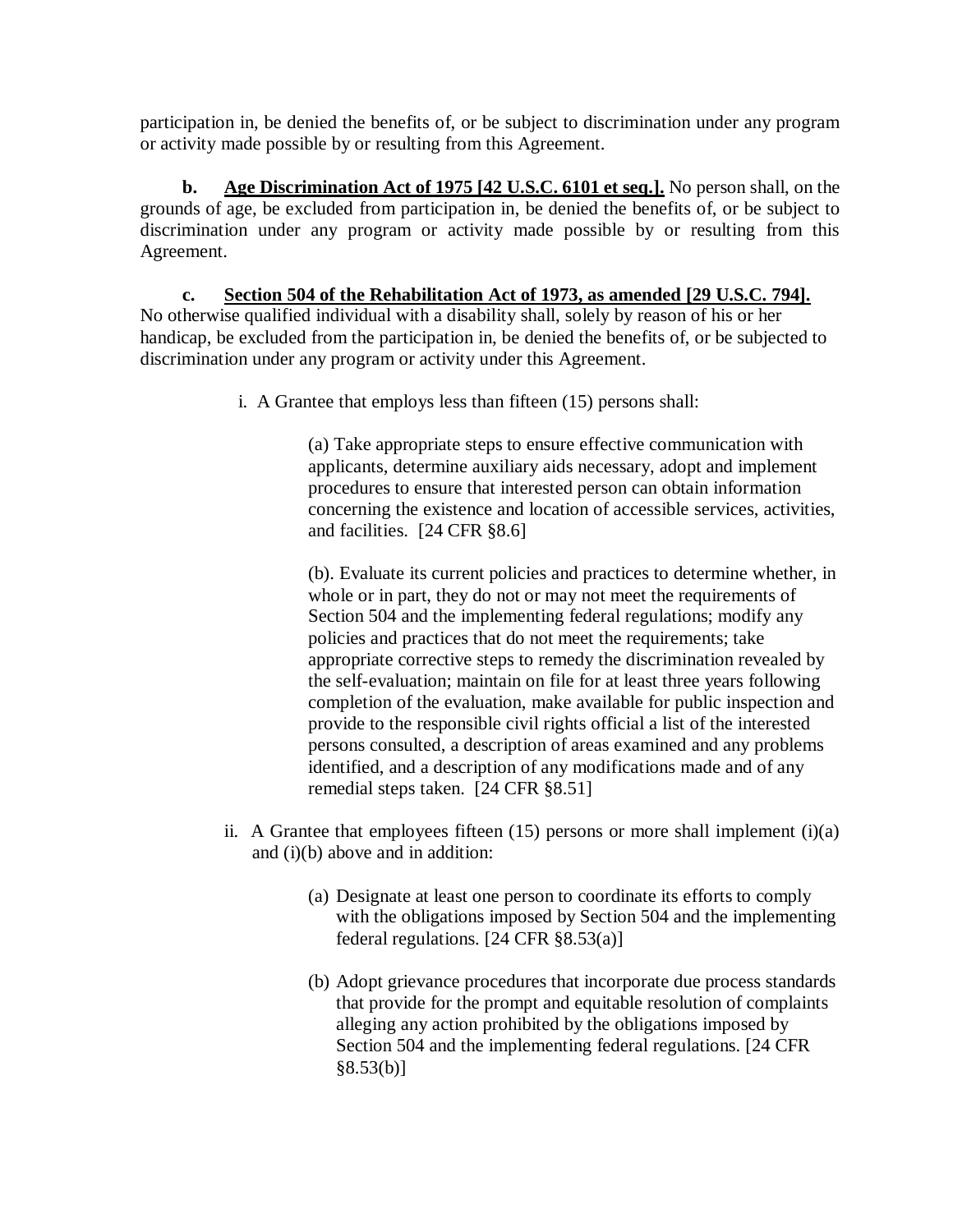participation in, be denied the benefits of, or be subject to discrimination under any program or activity made possible by or resulting from this Agreement.

**b.** **Age Discrimination Act of 1975 [42 U.S.C. 6101 et seq.].** No person shall, on the grounds of age, be excluded from participation in, be denied the benefits of, or be subject to discrimination under any program or activity made possible by or resulting from this Agreement.

**c.** **Section 504 of the Rehabilitation Act of 1973, as amended [29 U.S.C. 794].** No otherwise qualified individual with a disability shall, solely by reason of his or her handicap, be excluded from the participation in, be denied the benefits of, or be subjected to discrimination under any program or activity under this Agreement.

i. A Grantee that employs less than fifteen (15) persons shall:

(a) Take appropriate steps to ensure effective communication with applicants, determine auxiliary aids necessary, adopt and implement procedures to ensure that interested person can obtain information concerning the existence and location of accessible services, activities, and facilities. [24 CFR §8.6]

(b). Evaluate its current policies and practices to determine whether, in whole or in part, they do not or may not meet the requirements of Section 504 and the implementing federal regulations; modify any policies and practices that do not meet the requirements; take appropriate corrective steps to remedy the discrimination revealed by the self-evaluation; maintain on file for at least three years following completion of the evaluation, make available for public inspection and provide to the responsible civil rights official a list of the interested persons consulted, a description of areas examined and any problems identified, and a description of any modifications made and of any remedial steps taken. [24 CFR §8.51]

ii. A Grantee that employees fifteen (15) persons or more shall implement (i)(a) and (i)(b) above and in addition:

(a) Designate at least one person to coordinate its efforts to comply with the obligations imposed by Section 504 and the implementing federal regulations. [24 CFR §8.53(a)]

(b) Adopt grievance procedures that incorporate due process standards that provide for the prompt and equitable resolution of complaints alleging any action prohibited by the obligations imposed by Section 504 and the implementing federal regulations. [24 CFR §8.53(b)]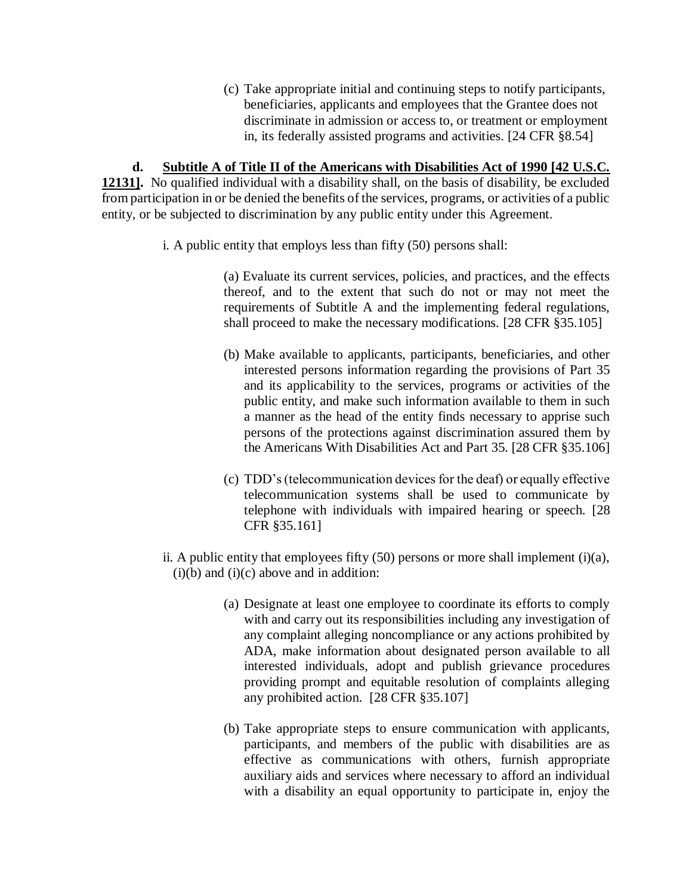(c) Take appropriate initial and continuing steps to notify participants, beneficiaries, applicants and employees that the Grantee does not discriminate in admission or access to, or treatment or employment in, its federally assisted programs and activities. [24 CFR §8.54]

**d. Subtitle A of Title II of the Americans with Disabilities Act of 1990 [42 U.S.C. 12131].** No qualified individual with a disability shall, on the basis of disability, be excluded from participation in or be denied the benefits of the services, programs, or activities of a public entity, or be subjected to discrimination by any public entity under this Agreement.

i. A public entity that employs less than fifty (50) persons shall:

(a) Evaluate its current services, policies, and practices, and the effects thereof, and to the extent that such do not or may not meet the requirements of Subtitle A and the implementing federal regulations, shall proceed to make the necessary modifications. [28 CFR §35.105]

(b) Make available to applicants, participants, beneficiaries, and other interested persons information regarding the provisions of Part 35 and its applicability to the services, programs or activities of the public entity, and make such information available to them in such a manner as the head of the entity finds necessary to apprise such persons of the protections against discrimination assured them by the Americans With Disabilities Act and Part 35. [28 CFR §35.106]

(c) TDD's (telecommunication devices for the deaf) or equally effective telecommunication systems shall be used to communicate by telephone with individuals with impaired hearing or speech. [28 CFR §35.161]

ii. A public entity that employees fifty (50) persons or more shall implement (i)(a), (i)(b) and (i)(c) above and in addition:

(a) Designate at least one employee to coordinate its efforts to comply with and carry out its responsibilities including any investigation of any complaint alleging noncompliance or any actions prohibited by ADA, make information about designated person available to all interested individuals, adopt and publish grievance procedures providing prompt and equitable resolution of complaints alleging any prohibited action. [28 CFR §35.107]

(b) Take appropriate steps to ensure communication with applicants, participants, and members of the public with disabilities are as effective as communications with others, furnish appropriate auxiliary aids and services where necessary to afford an individual with a disability an equal opportunity to participate in, enjoy the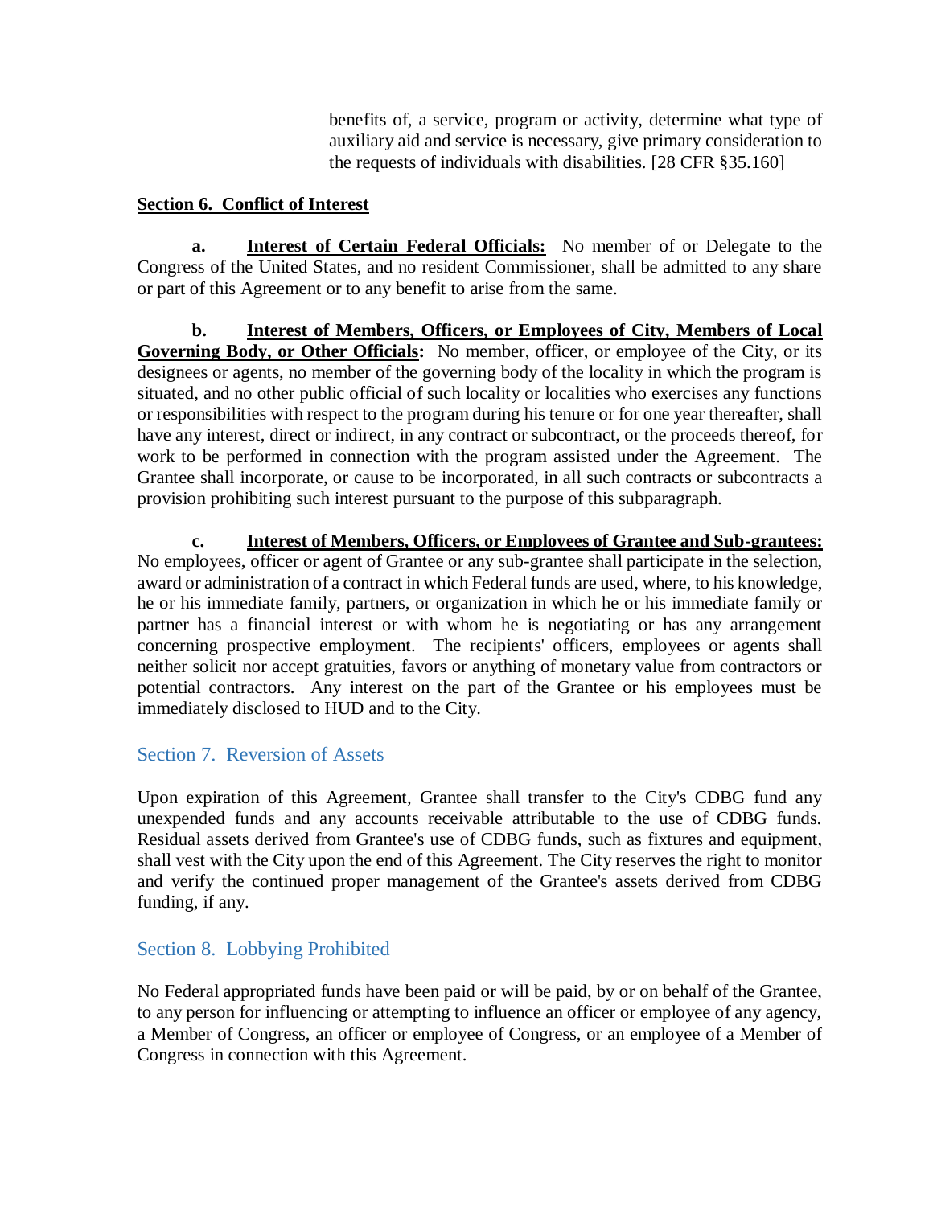benefits of, a service, program or activity, determine what type of auxiliary aid and service is necessary, give primary consideration to the requests of individuals with disabilities. [28 CFR §35.160]

## Section 6. Conflict of Interest

**a. Interest of Certain Federal Officials:** No member of or Delegate to the Congress of the United States, and no resident Commissioner, shall be admitted to any share or part of this Agreement or to any benefit to arise from the same.

**b. Interest of Members, Officers, or Employees of City, Members of Local Governing Body, or Other Officials:** No member, officer, or employee of the City, or its designees or agents, no member of the governing body of the locality in which the program is situated, and no other public official of such locality or localities who exercises any functions or responsibilities with respect to the program during his tenure or for one year thereafter, shall have any interest, direct or indirect, in any contract or subcontract, or the proceeds thereof, for work to be performed in connection with the program assisted under the Agreement. The Grantee shall incorporate, or cause to be incorporated, in all such contracts or subcontracts a provision prohibiting such interest pursuant to the purpose of this subparagraph.

**c. Interest of Members, Officers, or Employees of Grantee and Sub-grantees:** No employees, officer or agent of Grantee or any sub-grantee shall participate in the selection, award or administration of a contract in which Federal funds are used, where, to his knowledge, he or his immediate family, partners, or organization in which he or his immediate family or partner has a financial interest or with whom he is negotiating or has any arrangement concerning prospective employment. The recipients' officers, employees or agents shall neither solicit nor accept gratuities, favors or anything of monetary value from contractors or potential contractors. Any interest on the part of the Grantee or his employees must be immediately disclosed to HUD and to the City.

## Section 7. Reversion of Assets

Upon expiration of this Agreement, Grantee shall transfer to the City's CDBG fund any unexpended funds and any accounts receivable attributable to the use of CDBG funds. Residual assets derived from Grantee's use of CDBG funds, such as fixtures and equipment, shall vest with the City upon the end of this Agreement. The City reserves the right to monitor and verify the continued proper management of the Grantee's assets derived from CDBG funding, if any.

## Section 8. Lobbying Prohibited

No Federal appropriated funds have been paid or will be paid, by or on behalf of the Grantee, to any person for influencing or attempting to influence an officer or employee of any agency, a Member of Congress, an officer or employee of Congress, or an employee of a Member of Congress in connection with this Agreement.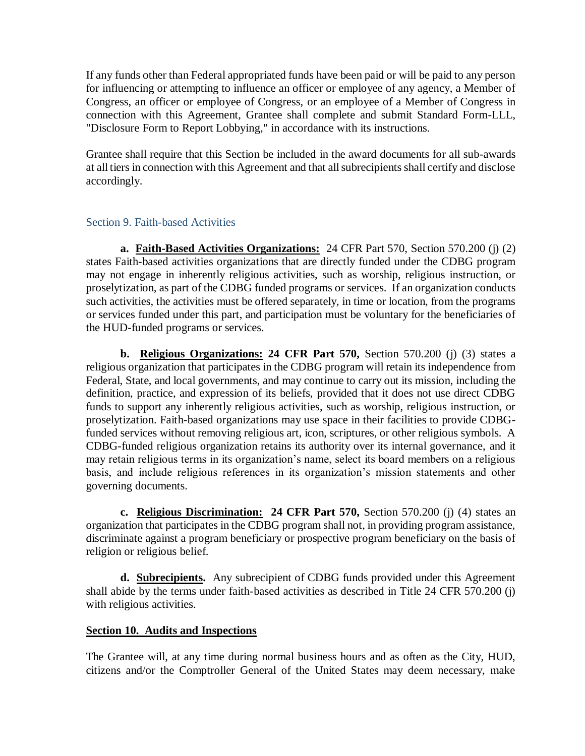If any funds other than Federal appropriated funds have been paid or will be paid to any person for influencing or attempting to influence an officer or employee of any agency, a Member of Congress, an officer or employee of Congress, or an employee of a Member of Congress in connection with this Agreement, Grantee shall complete and submit Standard Form-LLL, "Disclosure Form to Report Lobbying," in accordance with its instructions.

Grantee shall require that this Section be included in the award documents for all sub-awards at all tiers in connection with this Agreement and that all subrecipients shall certify and disclose accordingly.

### Section 9. Faith-based Activities

**a. Faith-Based Activities Organizations:** 24 CFR Part 570, Section 570.200 (j) (2) states Faith-based activities organizations that are directly funded under the CDBG program may not engage in inherently religious activities, such as worship, religious instruction, or proselytization, as part of the CDBG funded programs or services. If an organization conducts such activities, the activities must be offered separately, in time or location, from the programs or services funded under this part, and participation must be voluntary for the beneficiaries of the HUD-funded programs or services.

**b. Religious Organizations: 24 CFR Part 570,** Section 570.200 (j) (3) states a religious organization that participates in the CDBG program will retain its independence from Federal, State, and local governments, and may continue to carry out its mission, including the definition, practice, and expression of its beliefs, provided that it does not use direct CDBG funds to support any inherently religious activities, such as worship, religious instruction, or proselytization. Faith-based organizations may use space in their facilities to provide CDBG-funded services without removing religious art, icon, scriptures, or other religious symbols. A CDBG-funded religious organization retains its authority over its internal governance, and it may retain religious terms in its organization's name, select its board members on a religious basis, and include religious references in its organization's mission statements and other governing documents.

**c. Religious Discrimination: 24 CFR Part 570,** Section 570.200 (j) (4) states an organization that participates in the CDBG program shall not, in providing program assistance, discriminate against a program beneficiary or prospective program beneficiary on the basis of religion or religious belief.

**d. Subrecipients.** Any subrecipient of CDBG funds provided under this Agreement shall abide by the terms under faith-based activities as described in Title 24 CFR 570.200 (j) with religious activities.

### Section 10. Audits and Inspections

The Grantee will, at any time during normal business hours and as often as the City, HUD, citizens and/or the Comptroller General of the United States may deem necessary, make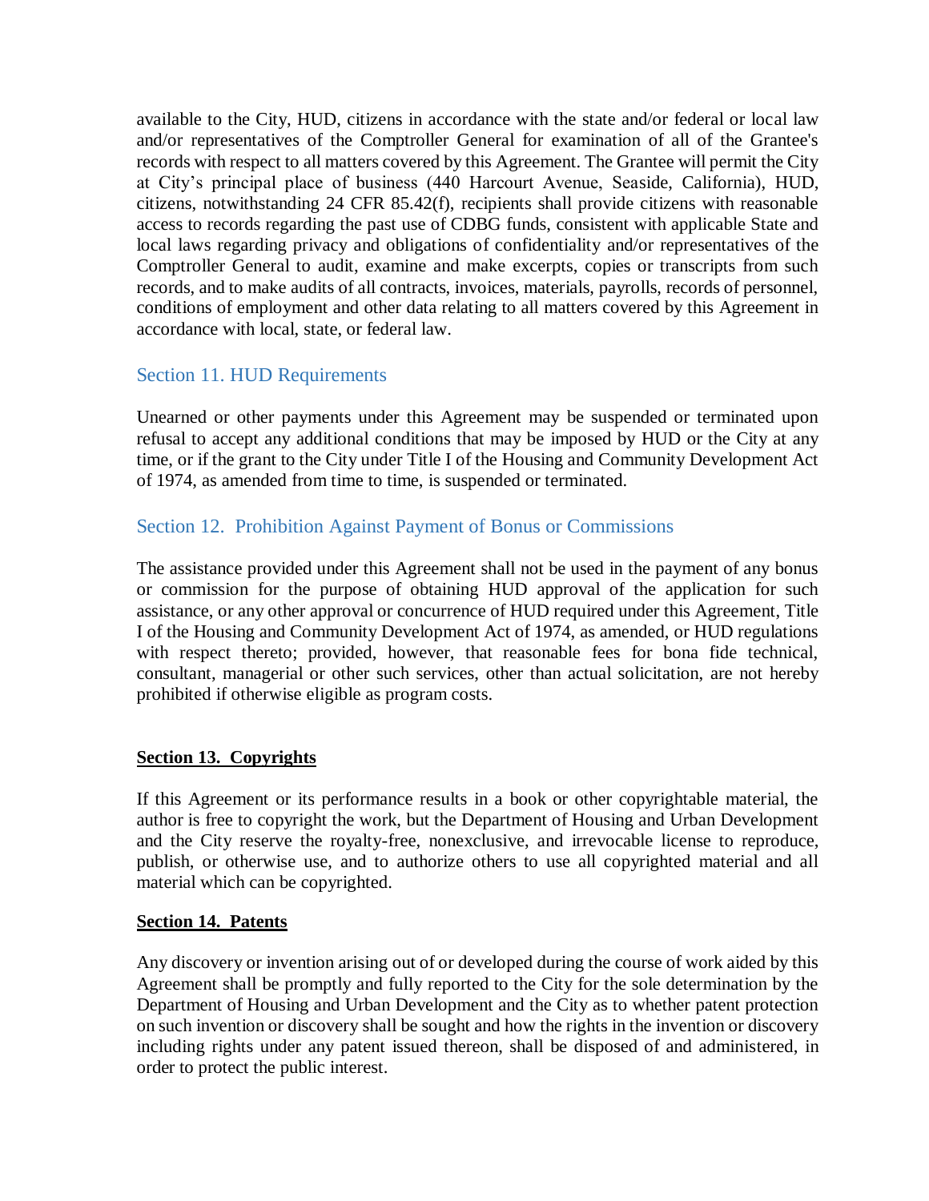available to the City, HUD, citizens in accordance with the state and/or federal or local law and/or representatives of the Comptroller General for examination of all of the Grantee's records with respect to all matters covered by this Agreement. The Grantee will permit the City at City's principal place of business (440 Harcourt Avenue, Seaside, California), HUD, citizens, notwithstanding 24 CFR 85.42(f), recipients shall provide citizens with reasonable access to records regarding the past use of CDBG funds, consistent with applicable State and local laws regarding privacy and obligations of confidentiality and/or representatives of the Comptroller General to audit, examine and make excerpts, copies or transcripts from such records, and to make audits of all contracts, invoices, materials, payrolls, records of personnel, conditions of employment and other data relating to all matters covered by this Agreement in accordance with local, state, or federal law.

## Section 11. HUD Requirements

Unearned or other payments under this Agreement may be suspended or terminated upon refusal to accept any additional conditions that may be imposed by HUD or the City at any time, or if the grant to the City under Title I of the Housing and Community Development Act of 1974, as amended from time to time, is suspended or terminated.

## Section 12. Prohibition Against Payment of Bonus or Commissions

The assistance provided under this Agreement shall not be used in the payment of any bonus or commission for the purpose of obtaining HUD approval of the application for such assistance, or any other approval or concurrence of HUD required under this Agreement, Title I of the Housing and Community Development Act of 1974, as amended, or HUD regulations with respect thereto; provided, however, that reasonable fees for bona fide technical, consultant, managerial or other such services, other than actual solicitation, are not hereby prohibited if otherwise eligible as program costs.

**Section 13. Copyrights**

If this Agreement or its performance results in a book or other copyrightable material, the author is free to copyright the work, but the Department of Housing and Urban Development and the City reserve the royalty-free, nonexclusive, and irrevocable license to reproduce, publish, or otherwise use, and to authorize others to use all copyrighted material and all material which can be copyrighted.

**Section 14. Patents**

Any discovery or invention arising out of or developed during the course of work aided by this Agreement shall be promptly and fully reported to the City for the sole determination by the Department of Housing and Urban Development and the City as to whether patent protection on such invention or discovery shall be sought and how the rights in the invention or discovery including rights under any patent issued thereon, shall be disposed of and administered, in order to protect the public interest.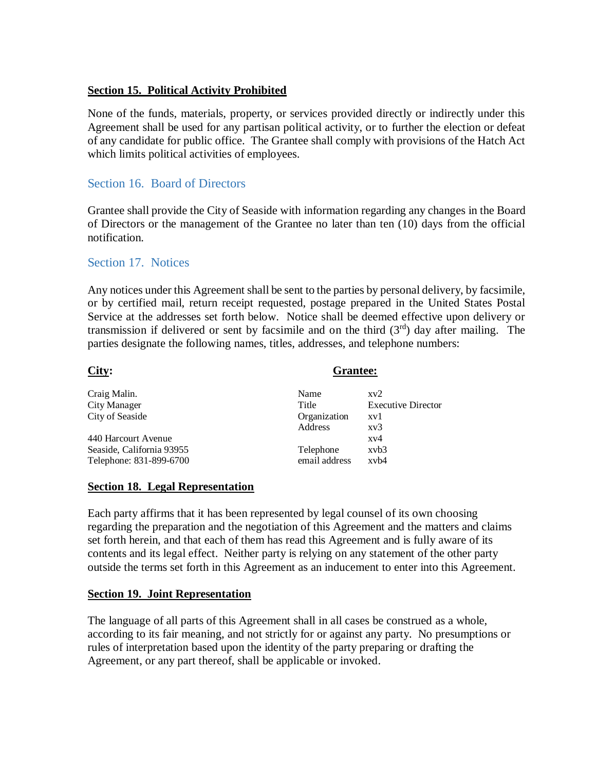**Section 15. Political Activity Prohibited**

None of the funds, materials, property, or services provided directly or indirectly under this Agreement shall be used for any partisan political activity, or to further the election or defeat of any candidate for public office. The Grantee shall comply with provisions of the Hatch Act which limits political activities of employees.

## Section 16. Board of Directors

Grantee shall provide the City of Seaside with information regarding any changes in the Board of Directors or the management of the Grantee no later than ten (10) days from the official notification.

## Section 17. Notices

Any notices under this Agreement shall be sent to the parties by personal delivery, by facsimile, or by certified mail, return receipt requested, postage prepared in the United States Postal Service at the addresses set forth below. Notice shall be deemed effective upon delivery or transmission if delivered or sent by facsimile and on the third ($3^{rd}$) day after mailing. The parties designate the following names, titles, addresses, and telephone numbers:

| **City:** | **Grantee:** | |
|---|---|---|
| Craig Malin. | Name | xv2 |
| City Manager | Title | Executive Director |
| City of Seaside | Organization | xv1 |
| | Address | xv3 |
| 440 Harcourt Avenue | | xv4 |
| Seaside, California 93955 | Telephone | xvb3 |
| Telephone: 831-899-6700 | email address | xvb4 |

**Section 18. Legal Representation**

Each party affirms that it has been represented by legal counsel of its own choosing regarding the preparation and the negotiation of this Agreement and the matters and claims set forth herein, and that each of them has read this Agreement and is fully aware of its contents and its legal effect. Neither party is relying on any statement of the other party outside the terms set forth in this Agreement as an inducement to enter into this Agreement.

**Section 19. Joint Representation**

The language of all parts of this Agreement shall in all cases be construed as a whole, according to its fair meaning, and not strictly for or against any party. No presumptions or rules of interpretation based upon the identity of the party preparing or drafting the Agreement, or any part thereof, shall be applicable or invoked.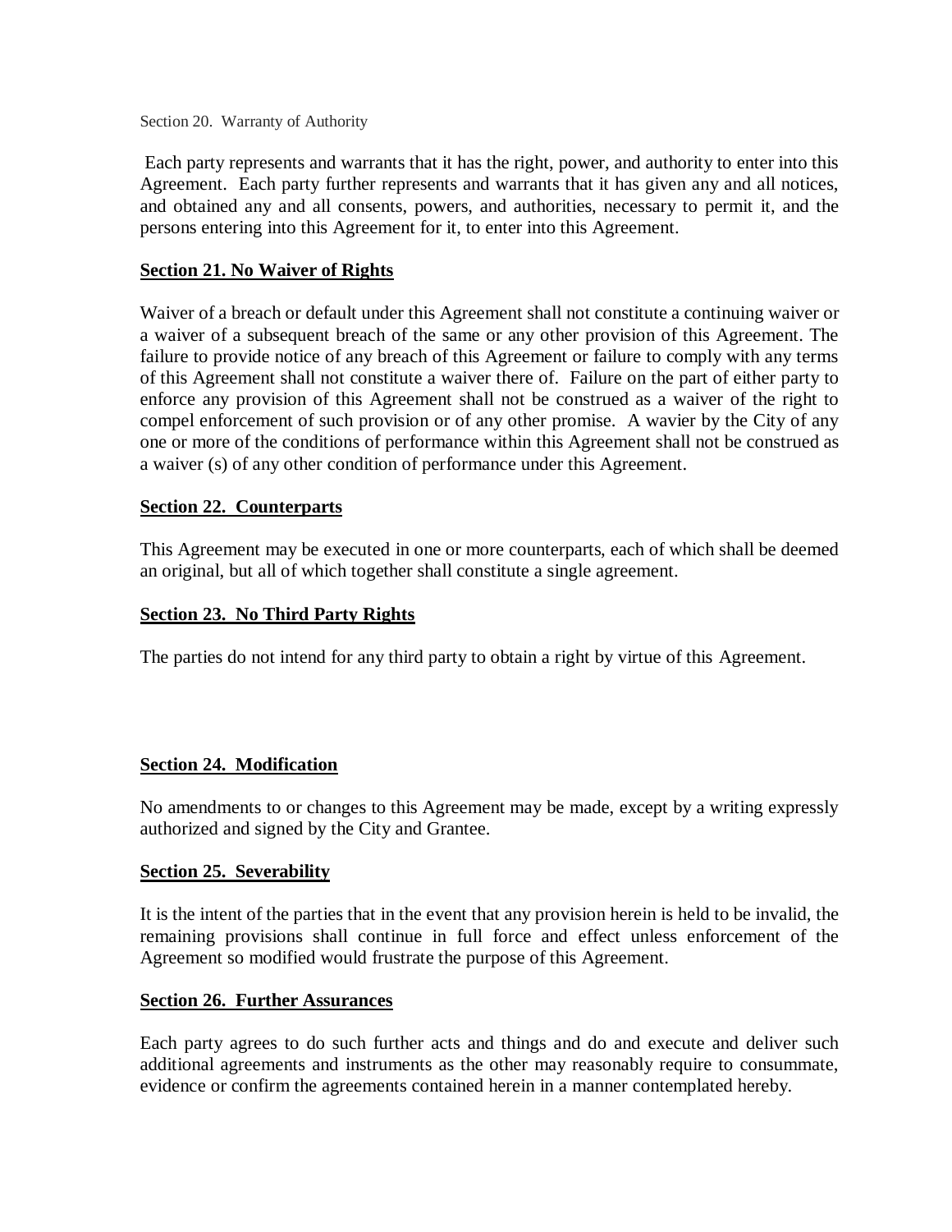Section 20. Warranty of Authority

Each party represents and warrants that it has the right, power, and authority to enter into this Agreement. Each party further represents and warrants that it has given any and all notices, and obtained any and all consents, powers, and authorities, necessary to permit it, and the persons entering into this Agreement for it, to enter into this Agreement.

**Section 21. No Waiver of Rights**

Waiver of a breach or default under this Agreement shall not constitute a continuing waiver or a waiver of a subsequent breach of the same or any other provision of this Agreement. The failure to provide notice of any breach of this Agreement or failure to comply with any terms of this Agreement shall not constitute a waiver there of. Failure on the part of either party to enforce any provision of this Agreement shall not be construed as a waiver of the right to compel enforcement of such provision or of any other promise. A wavier by the City of any one or more of the conditions of performance within this Agreement shall not be construed as a waiver (s) of any other condition of performance under this Agreement.

**Section 22. Counterparts**

This Agreement may be executed in one or more counterparts, each of which shall be deemed an original, but all of which together shall constitute a single agreement.

**Section 23. No Third Party Rights**

The parties do not intend for any third party to obtain a right by virtue of this Agreement.

**Section 24. Modification**

No amendments to or changes to this Agreement may be made, except by a writing expressly authorized and signed by the City and Grantee.

**Section 25. Severability**

It is the intent of the parties that in the event that any provision herein is held to be invalid, the remaining provisions shall continue in full force and effect unless enforcement of the Agreement so modified would frustrate the purpose of this Agreement.

**Section 26. Further Assurances**

Each party agrees to do such further acts and things and do and execute and deliver such additional agreements and instruments as the other may reasonably require to consummate, evidence or confirm the agreements contained herein in a manner contemplated hereby.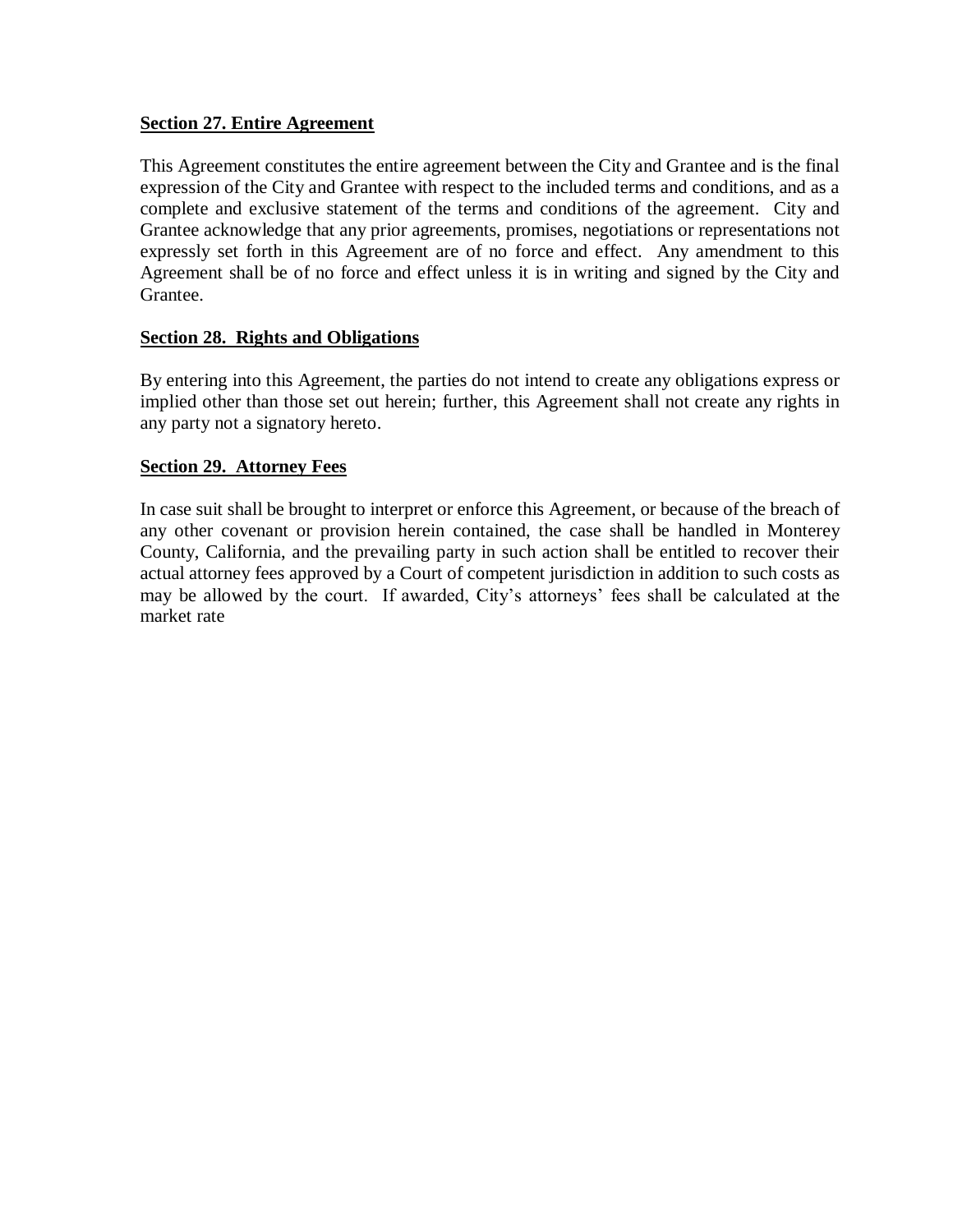**Section 27. Entire Agreement**

This Agreement constitutes the entire agreement between the City and Grantee and is the final expression of the City and Grantee with respect to the included terms and conditions, and as a complete and exclusive statement of the terms and conditions of the agreement. City and Grantee acknowledge that any prior agreements, promises, negotiations or representations not expressly set forth in this Agreement are of no force and effect. Any amendment to this Agreement shall be of no force and effect unless it is in writing and signed by the City and Grantee.

**Section 28. Rights and Obligations**

By entering into this Agreement, the parties do not intend to create any obligations express or implied other than those set out herein; further, this Agreement shall not create any rights in any party not a signatory hereto.

**Section 29. Attorney Fees**

In case suit shall be brought to interpret or enforce this Agreement, or because of the breach of any other covenant or provision herein contained, the case shall be handled in Monterey County, California, and the prevailing party in such action shall be entitled to recover their actual attorney fees approved by a Court of competent jurisdiction in addition to such costs as may be allowed by the court. If awarded, City's attorneys' fees shall be calculated at the market rate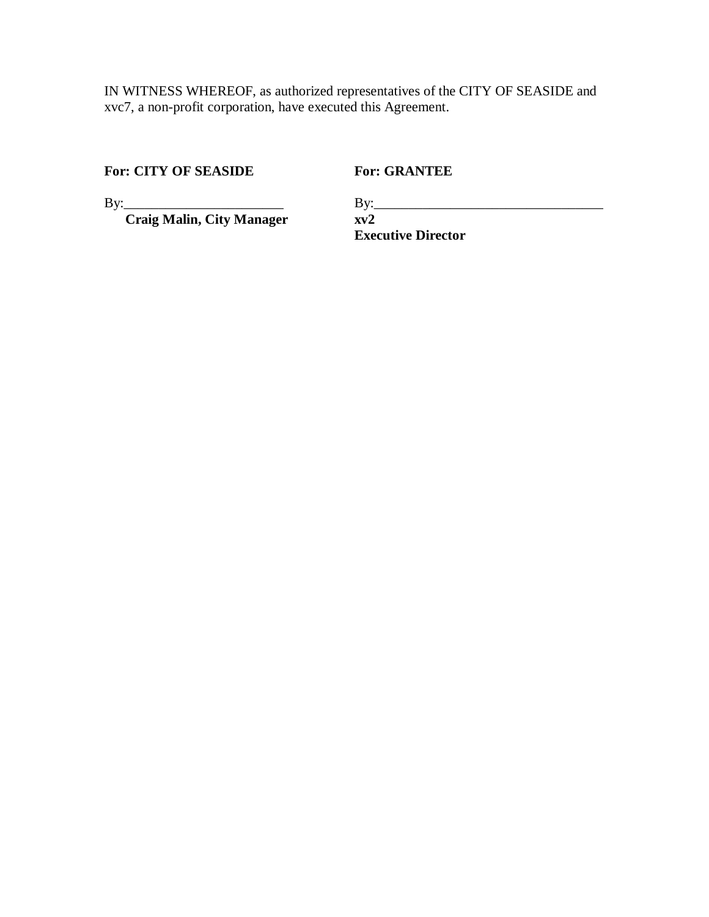IN WITNESS WHEREOF, as authorized representatives of the CITY OF SEASIDE and xvc7, a non-profit corporation, have executed this Agreement.

| **For: CITY OF SEASIDE** | **For: GRANTEE** |
|---|---|
| By:_______________________ | By:_________________________________ |
| **Craig Malin, City Manager** | **xv2** |
| | **Executive Director** |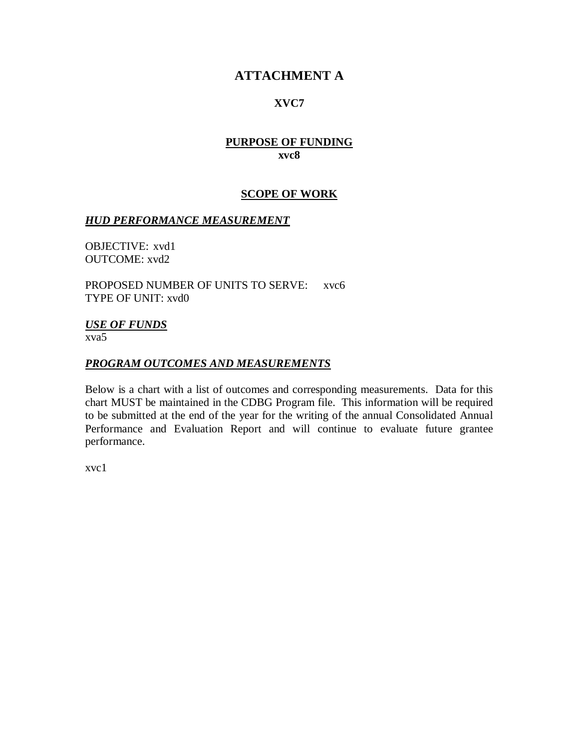# ATTACHMENT A

**XVC7**

**PURPOSE OF FUNDING**
**xvc8**

## SCOPE OF WORK

***HUD PERFORMANCE MEASUREMENT***

OBJECTIVE: xvd1
OUTCOME: xvd2

PROPOSED NUMBER OF UNITS TO SERVE: xvc6
TYPE OF UNIT: xvd0

***USE OF FUNDS***
xva5

***PROGRAM OUTCOMES AND MEASUREMENTS***

Below is a chart with a list of outcomes and corresponding measurements. Data for this chart MUST be maintained in the CDBG Program file. This information will be required to be submitted at the end of the year for the writing of the annual Consolidated Annual Performance and Evaluation Report and will continue to evaluate future grantee performance.

xvc1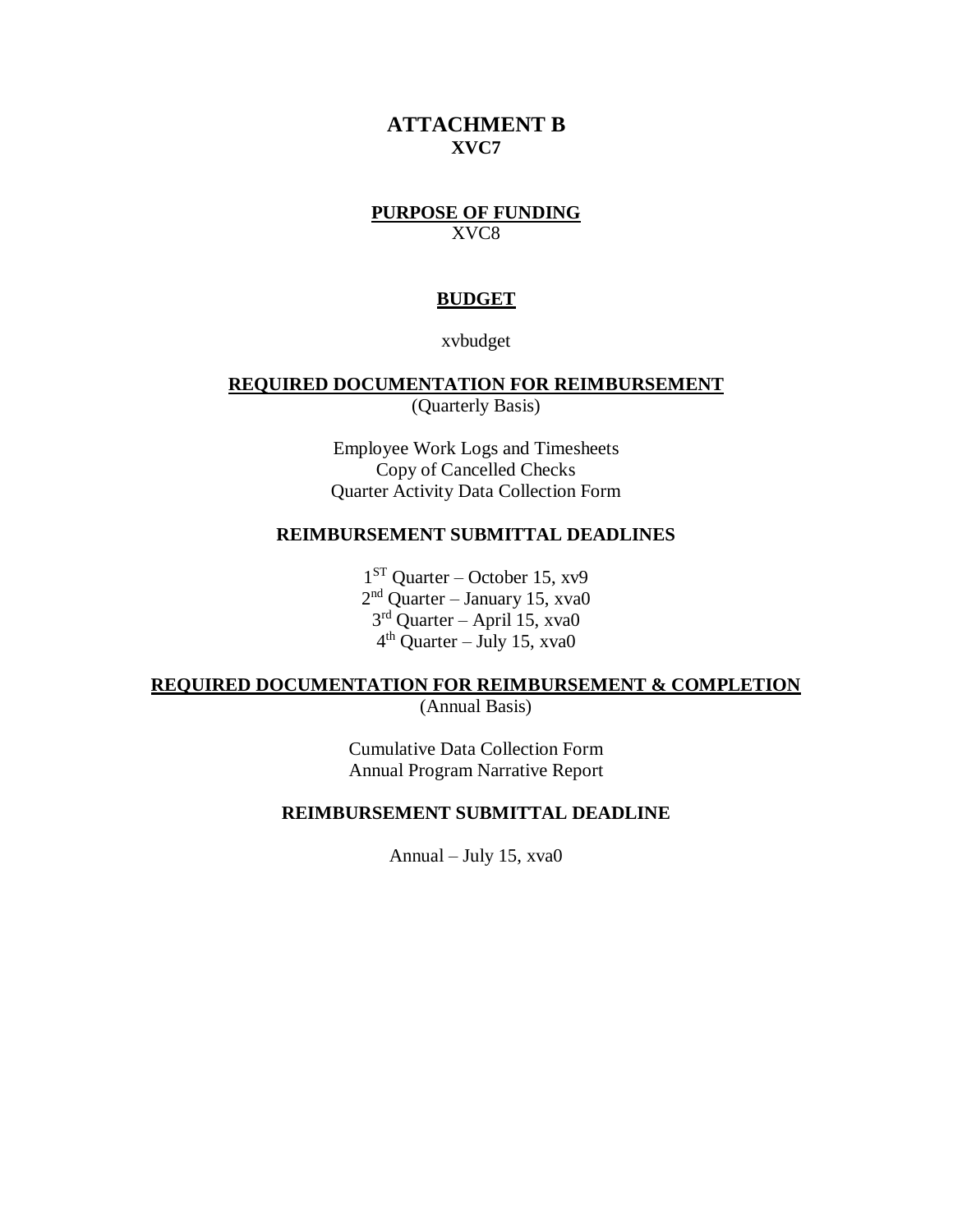# ATTACHMENT B
**XVC7**

**PURPOSE OF FUNDING**

XVC8

**BUDGET**

xvbudget

**REQUIRED DOCUMENTATION FOR REIMBURSEMENT**

(Quarterly Basis)

Employee Work Logs and Timesheets
Copy of Cancelled Checks
Quarter Activity Data Collection Form

**REIMBURSEMENT SUBMITTAL DEADLINES**

1ST Quarter – October 15, xv9
2nd Quarter – January 15, xva0
3rd Quarter – April 15, xva0
4th Quarter – July 15, xva0

**REQUIRED DOCUMENTATION FOR REIMBURSEMENT & COMPLETION**

(Annual Basis)

Cumulative Data Collection Form
Annual Program Narrative Report

**REIMBURSEMENT SUBMITTAL DEADLINE**

Annual – July 15, xva0